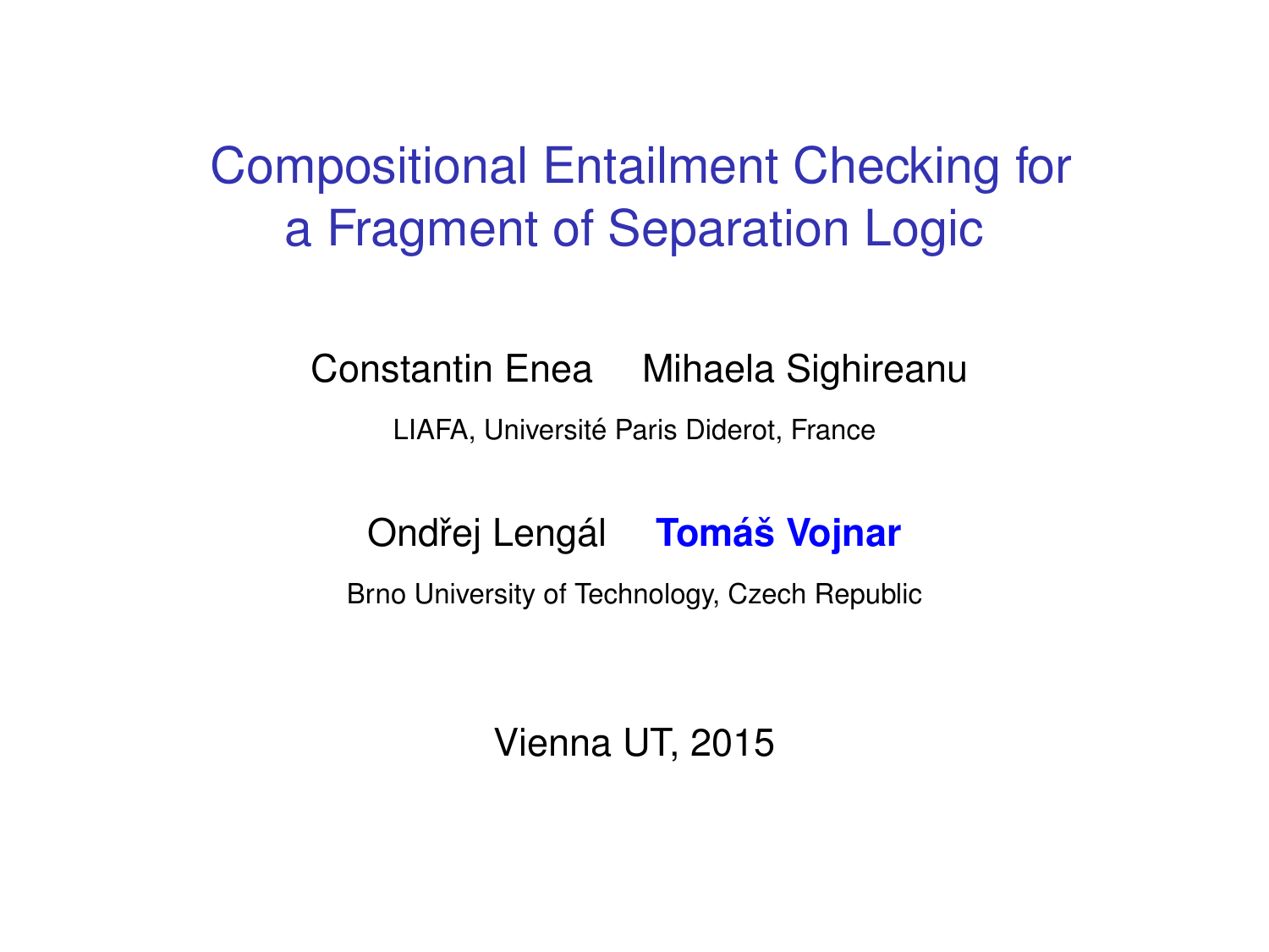# Compositional Entailment Checking for a Fragment of Separation Logic

Constantin Enea    Mihaela Sighireanu

LIAFA, Université Paris Diderot, France

Ondřej Lengál    **Tomáš Vojnar**

Brno University of Technology, Czech Republic

Vienna UT, 2015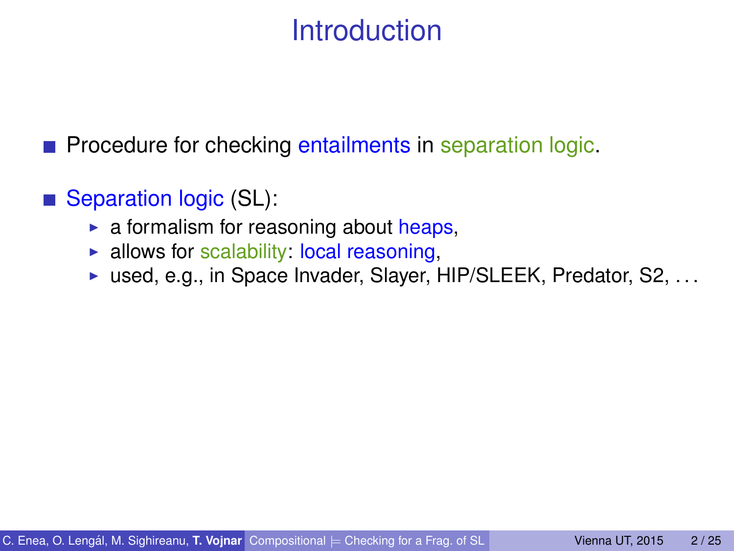# Introduction

- Procedure for checking entailments in separation logic.

- Separation logic (SL):
  - a formalism for reasoning about heaps,
  - allows for scalability: local reasoning,
  - used, e.g., in Space Invader, Slayer, HIP/SLEEK, Predator, S2, ...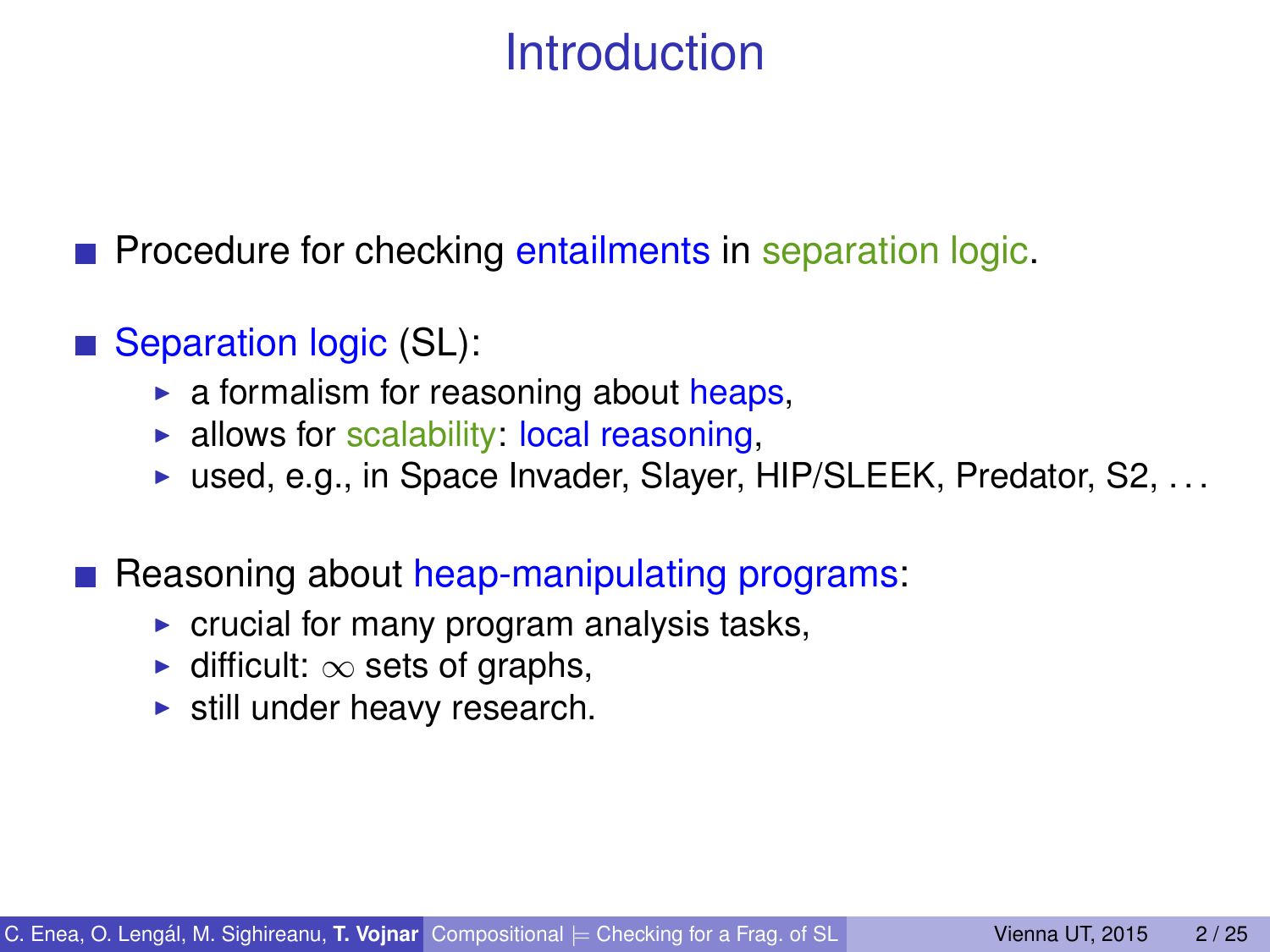# Introduction

- Procedure for checking entailments in separation logic.

- Separation logic (SL):
  - a formalism for reasoning about heaps,
  - allows for scalability: local reasoning,
  - used, e.g., in Space Invader, Slayer, HIP/SLEEK, Predator, S2, ...

- Reasoning about heap-manipulating programs:
  - crucial for many program analysis tasks,
  - difficult: $\infty$ sets of graphs,
  - still under heavy research.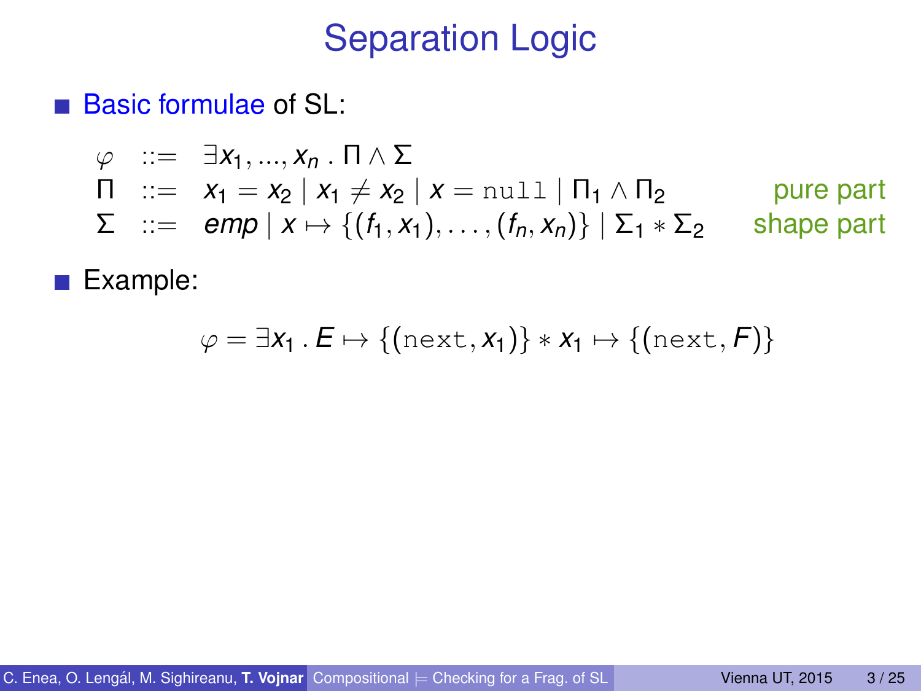# Separation Logic

- Basic formulae of SL:

$$
\begin{array}{rcll}
\varphi & ::= & \exists x_1, ..., x_n \,.\, \Pi \wedge \Sigma & \\
\Pi & ::= & x_1 = x_2 \mid x_1 \neq x_2 \mid x = \mathtt{null} \mid \Pi_1 \wedge \Pi_2 & \text{pure part} \\
\Sigma & ::= & emp \mid x \mapsto \{(f_1, x_1), \ldots, (f_n, x_n)\} \mid \Sigma_1 * \Sigma_2 & \text{shape part}
\end{array}
$$

- Example:

$$
\varphi = \exists x_1 \,.\, E \mapsto \{(\mathtt{next}, x_1)\} * x_1 \mapsto \{(\mathtt{next}, F)\}
$$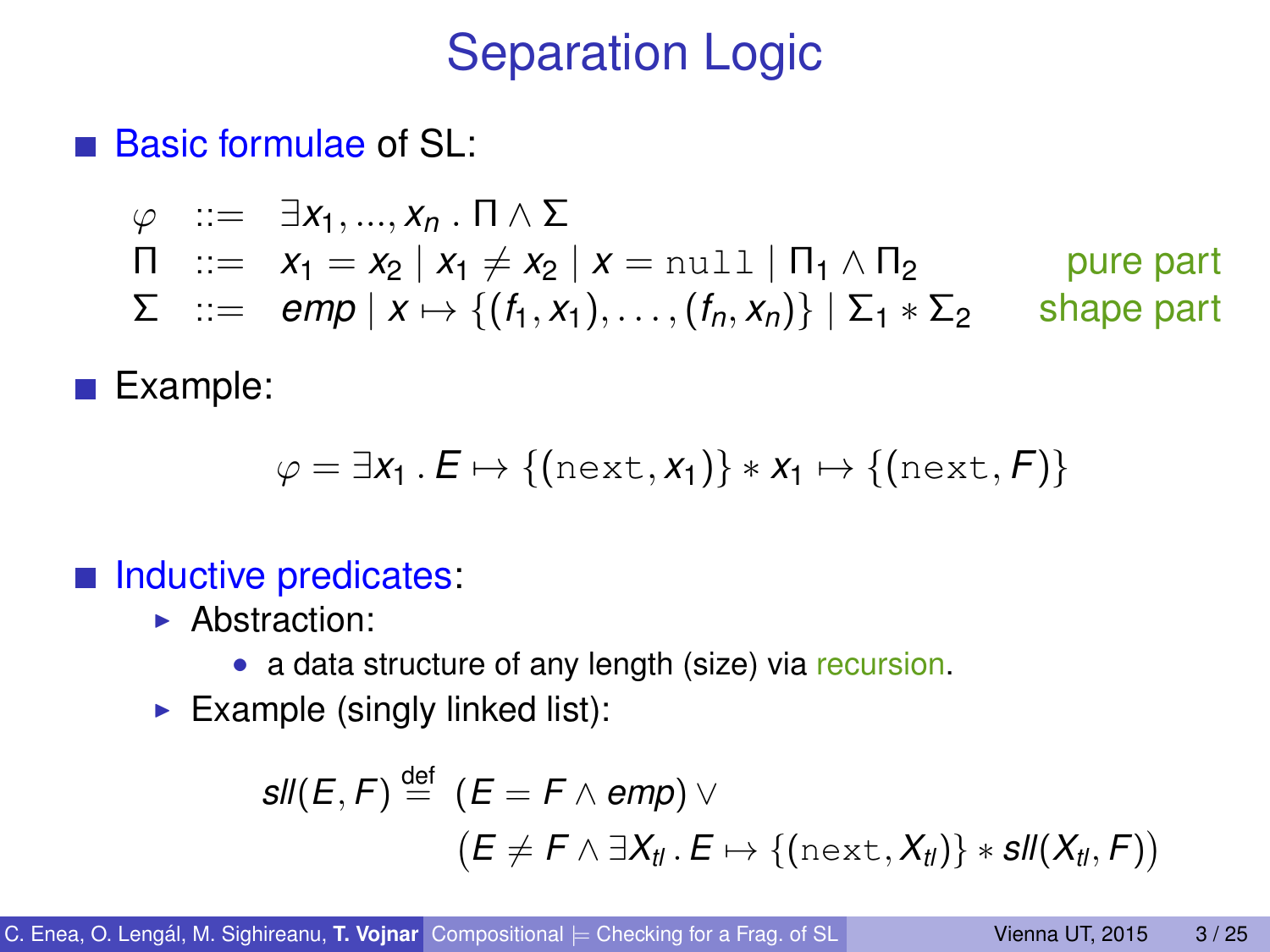# Separation Logic

- **Basic formulae** of SL:

$$
\begin{array}{lcll}
\varphi & ::= & \exists x_1, ..., x_n \,.\, \Pi \wedge \Sigma & \\
\Pi & ::= & x_1 = x_2 \mid x_1 \neq x_2 \mid x = \texttt{null} \mid \Pi_1 \wedge \Pi_2 & \text{pure part} \\
\Sigma & ::= & emp \mid x \mapsto \{(f_1, x_1), \ldots, (f_n, x_n)\} \mid \Sigma_1 * \Sigma_2 & \text{shape part}
\end{array}
$$

- Example:

$$
\varphi = \exists x_1 \,.\, E \mapsto \{(\texttt{next}, x_1)\} * x_1 \mapsto \{(\texttt{next}, F)\}
$$

- **Inductive predicates**:
  - Abstraction:
    - a data structure of any length (size) via recursion.
  - Example (singly linked list):

$$
\begin{array}{rl}
sll(E, F) \stackrel{\text{def}}{=} & (E = F \wedge emp) \vee \\
& \big(E \neq F \wedge \exists X_{tl} \,.\, E \mapsto \{(\texttt{next}, X_{tl})\} * sll(X_{tl}, F)\big)
\end{array}
$$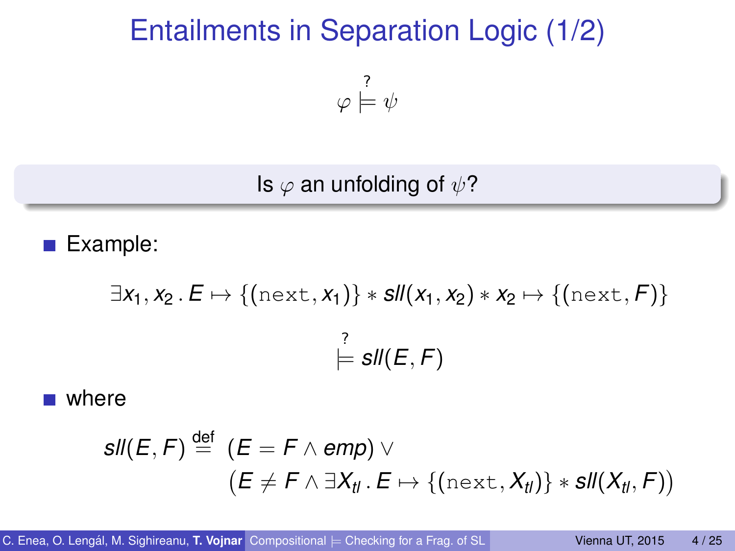# Entailments in Separation Logic (1/2)

$$\varphi \overset{?}{\models} \psi$$

Is $\varphi$ an unfolding of $\psi$?

- Example:

$$\exists x_1, x_2 \,.\, E \mapsto \{(\mathtt{next}, x_1)\} * sll(x_1, x_2) * x_2 \mapsto \{(\mathtt{next}, F)\}$$

$$\overset{?}{\models} sll(E, F)$$

- where

$$sll(E,F) \overset{\text{def}}{=} (E = F \land emp) \lor \big(E \neq F \land \exists X_{tl} \,.\, E \mapsto \{(\mathtt{next}, X_{tl})\} * sll(X_{tl}, F)\big)$$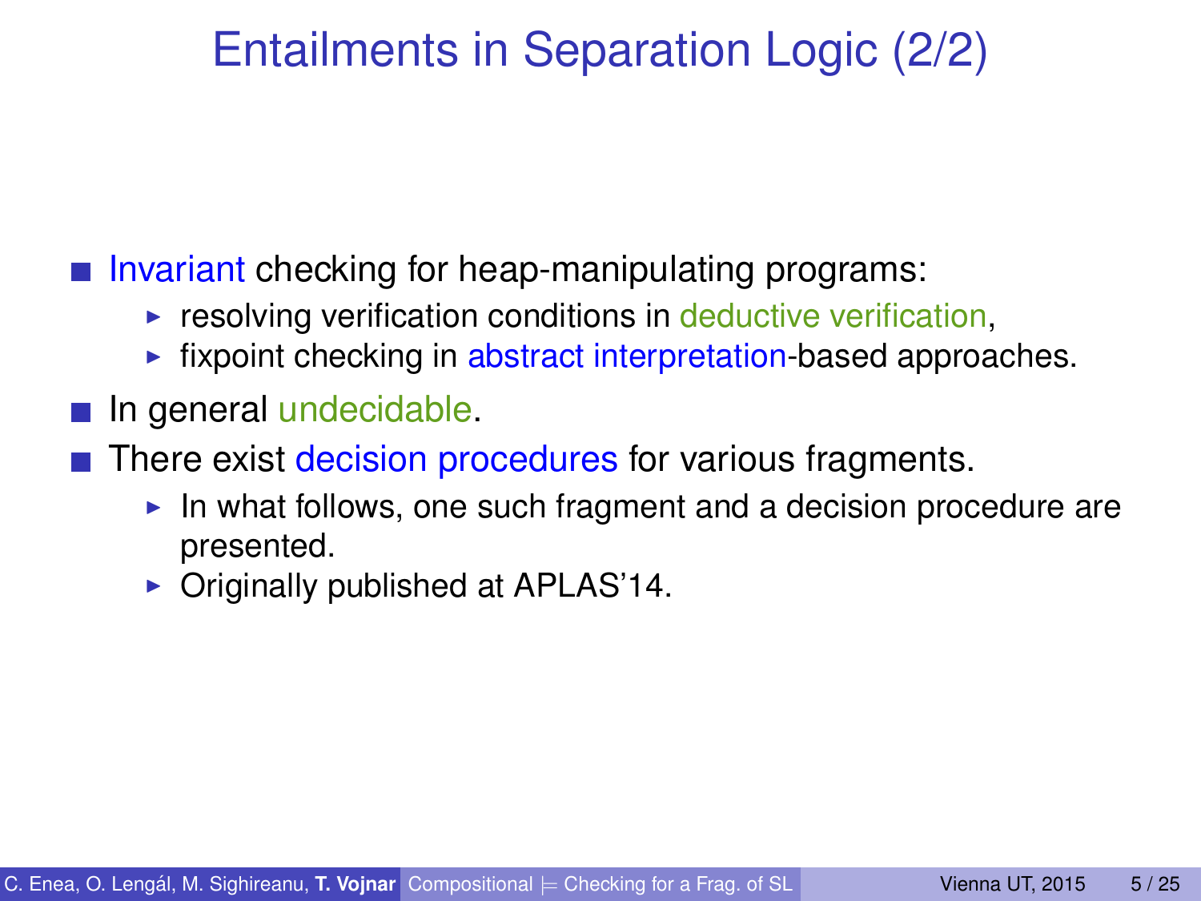# Entailments in Separation Logic (2/2)

- Invariant checking for heap-manipulating programs:
  - resolving verification conditions in deductive verification,
  - fixpoint checking in abstract interpretation-based approaches.
- In general undecidable.
- There exist decision procedures for various fragments.
  - In what follows, one such fragment and a decision procedure are presented.
  - Originally published at APLAS'14.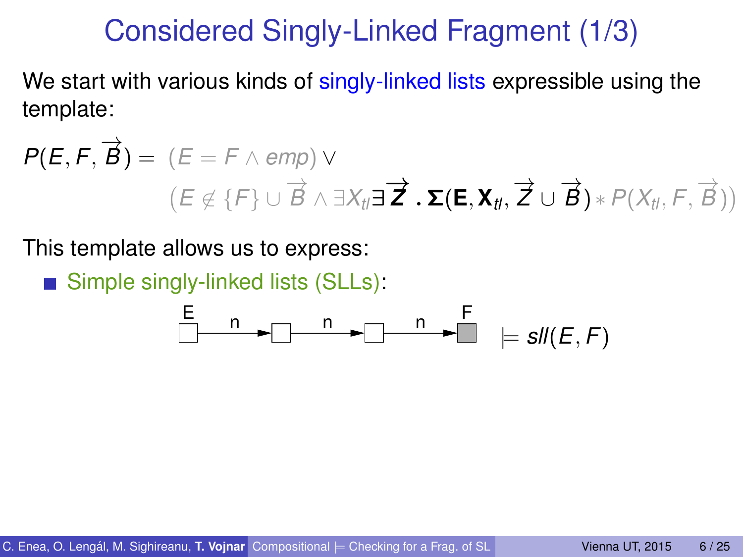# Considered Singly-Linked Fragment (1/3)

We start with various kinds of singly-linked lists expressible using the template:

$$P(E, F, \overrightarrow{B}) = (E = F \wedge emp) \vee$$
$$\left(E \notin \{F\} \cup \overrightarrow{B} \wedge \exists X_{tl} \exists \overrightarrow{\mathbf{Z}} \,.\, \mathbf{\Sigma}(\mathbf{E}, \mathbf{X}_{tl}, \overrightarrow{Z} \cup \overrightarrow{B}) * P(X_{tl}, F, \overrightarrow{B})\right)$$

This template allows us to express:

- Simple singly-linked lists (SLLs):

E —n→ □ —n→ □ —n→ F $\models sll(E, F)$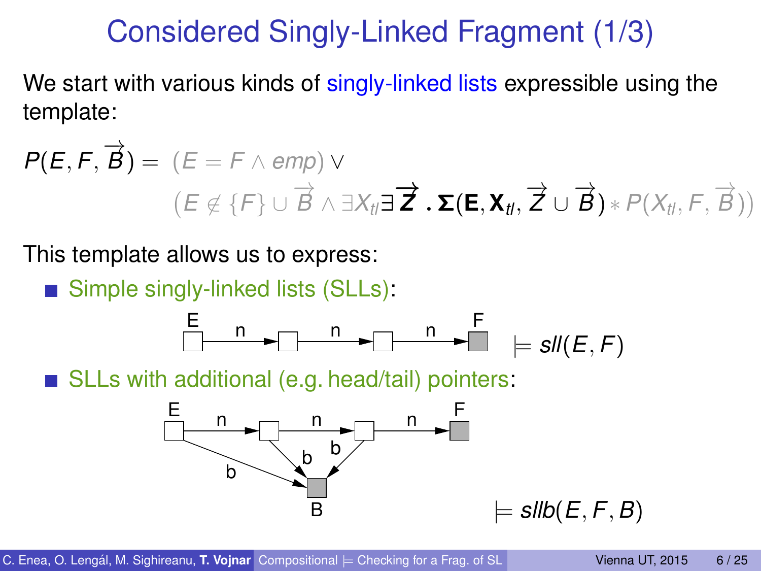# Considered Singly-Linked Fragment (1/3)

We start with various kinds of singly-linked lists expressible using the template:

$$P(E, F, \overrightarrow{B}) = (E = F \land emp) \lor$$
$$\left(E \notin \{F\} \cup \overrightarrow{B} \land \exists X_{tl} \exists \overrightarrow{\mathbf{Z}} \,.\, \mathbf{\Sigma}(\mathbf{E}, \mathbf{X}_{tl}, \overrightarrow{Z} \cup \overrightarrow{B}) * P(X_{tl}, F, \overrightarrow{B})\right)$$

This template allows us to express:

- Simple singly-linked lists (SLLs):

  $\models sll(E, F)$

- SLLs with additional (e.g. head/tail) pointers:

  $\models sllb(E, F, B)$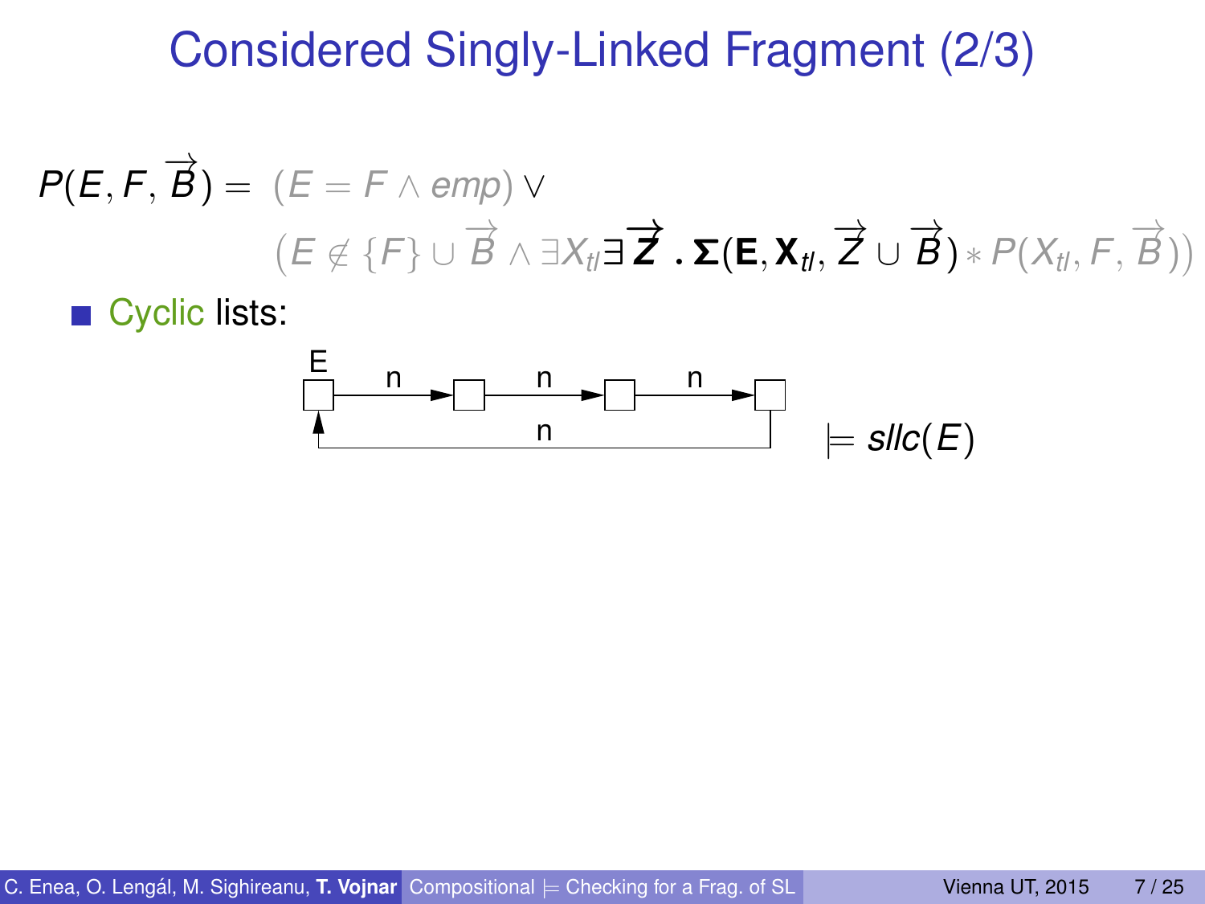# Considered Singly-Linked Fragment (2/3)

$$P(E, F, \overrightarrow{B}) = (E = F \wedge emp) \vee \left(E \notin \{F\} \cup \overrightarrow{B} \wedge \exists X_{tl} \exists \overrightarrow{\mathbf{Z}} \;.\; \mathbf{\Sigma}(\mathbf{E}, \mathbf{X}_{tl}, \overrightarrow{Z} \cup \overrightarrow{B}) * P(X_{tl}, F, \overrightarrow{B})\right)$$

- Cyclic lists:

E → n → n → n → (back to E via n) $\models sllc(E)$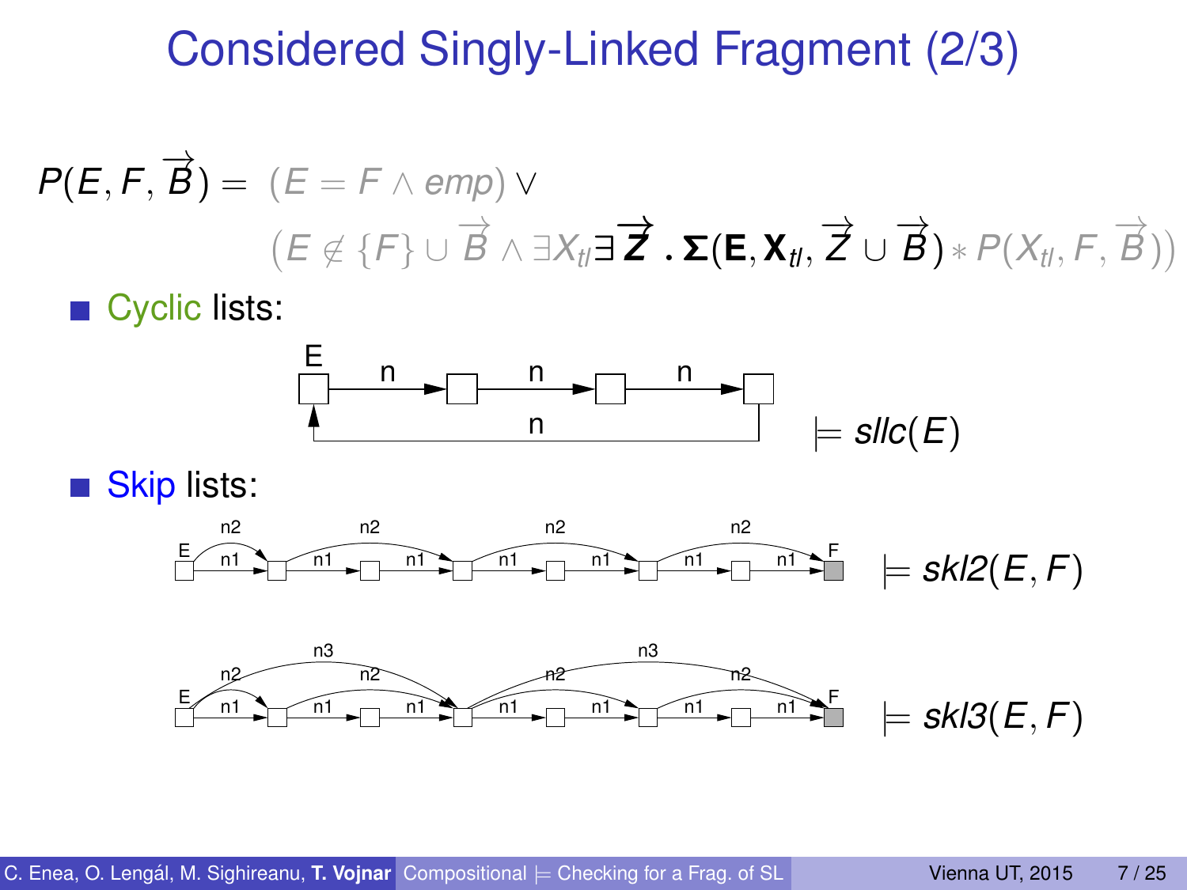# Considered Singly-Linked Fragment (2/3)

$$P(E, F, \overrightarrow{B}) = (E = F \wedge emp) \vee$$
$$\left(E \notin \{F\} \cup \overrightarrow{B} \wedge \exists X_{tl} \exists \overrightarrow{\mathbf{Z}} \,.\, \mathbf{\Sigma}(\mathbf{E}, \mathbf{X}_{tl}, \overrightarrow{Z} \cup \overrightarrow{B}) * P(X_{tl}, F, \overrightarrow{B})\right)$$

- Cyclic lists:

  $\models sllc(E)$

- Skip lists:

  $\models skl2(E, F)$

  $\models skl3(E, F)$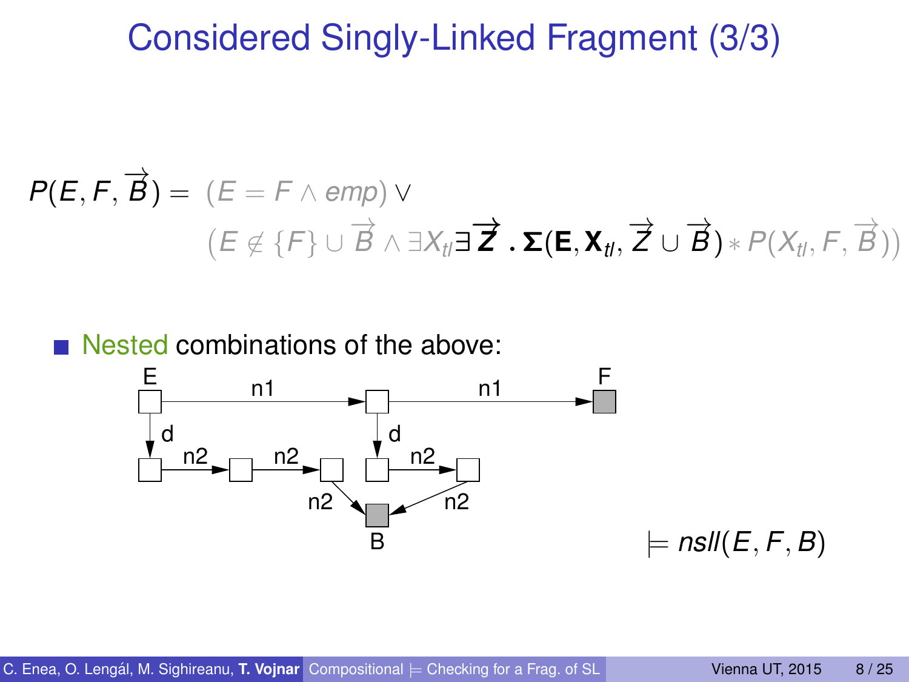# Considered Singly-Linked Fragment (3/3)

$$P(E, F, \overrightarrow{B}) = (E = F \wedge emp) \vee$$
$$\left(E \notin \{F\} \cup \overrightarrow{B} \wedge \exists X_{tl} \exists \overrightarrow{\mathbf{Z}} \,.\, \boldsymbol{\Sigma}(\mathbf{E}, \mathbf{X}_{tl}, \overrightarrow{Z} \cup \overrightarrow{B}) * P(X_{tl}, F, \overrightarrow{B})\right)$$

- Nested combinations of the above:

$\models nsll(E, F, B)$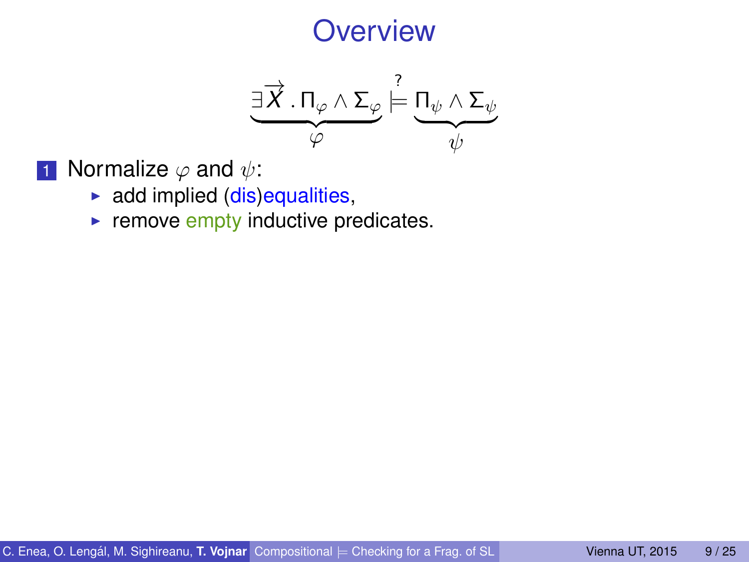# Overview

$$\underbrace{\exists \overrightarrow{X} \,.\, \Pi_{\varphi} \wedge \Sigma_{\varphi}}_{\varphi} \overset{?}{\models} \underbrace{\Pi_{\psi} \wedge \Sigma_{\psi}}_{\psi}$$

1. Normalize $\varphi$ and $\psi$:
   - add implied (dis)equalities,
   - remove empty inductive predicates.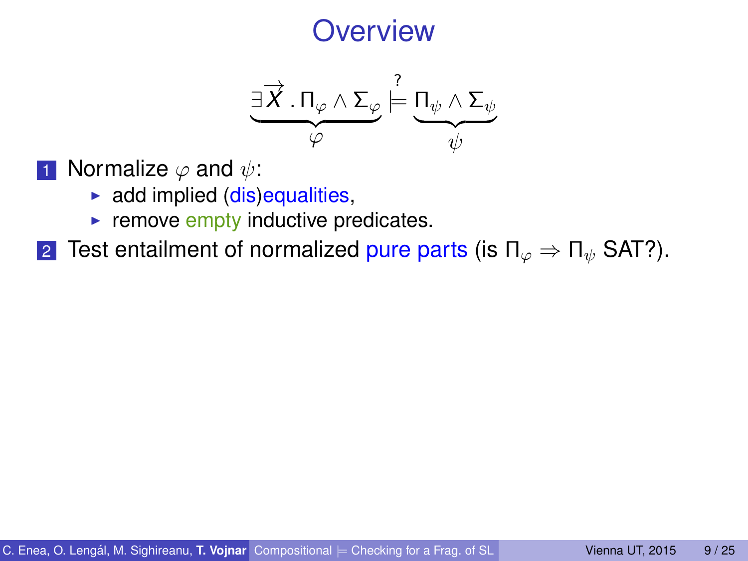# Overview

$$\underbrace{\exists \overrightarrow{X} \,.\, \Pi_\varphi \wedge \Sigma_\varphi}_{\varphi} \overset{?}{\models} \underbrace{\Pi_\psi \wedge \Sigma_\psi}_{\psi}$$

1. Normalize $\varphi$ and $\psi$:
   - add implied (dis)equalities,
   - remove empty inductive predicates.
2. Test entailment of normalized pure parts (is $\Pi_\varphi \Rightarrow \Pi_\psi$ SAT?).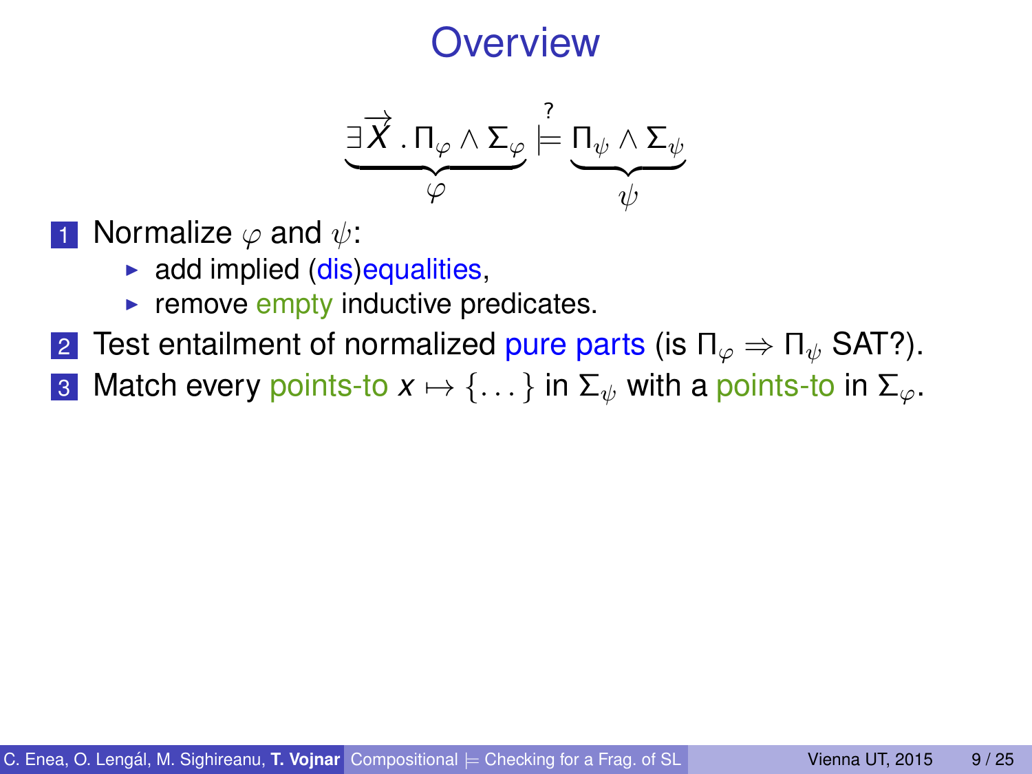# Overview

$$\underbrace{\exists \overrightarrow{X} \,.\, \Pi_\varphi \wedge \Sigma_\varphi}_{\varphi} \stackrel{?}{\models} \underbrace{\Pi_\psi \wedge \Sigma_\psi}_{\psi}$$

1. Normalize $\varphi$ and $\psi$:
   - add implied (dis)equalities,
   - remove empty inductive predicates.
2. Test entailment of normalized pure parts (is $\Pi_\varphi \Rightarrow \Pi_\psi$ SAT?).
3. Match every points-to $x \mapsto \{\dots\}$ in $\Sigma_\psi$ with a points-to in $\Sigma_\varphi$.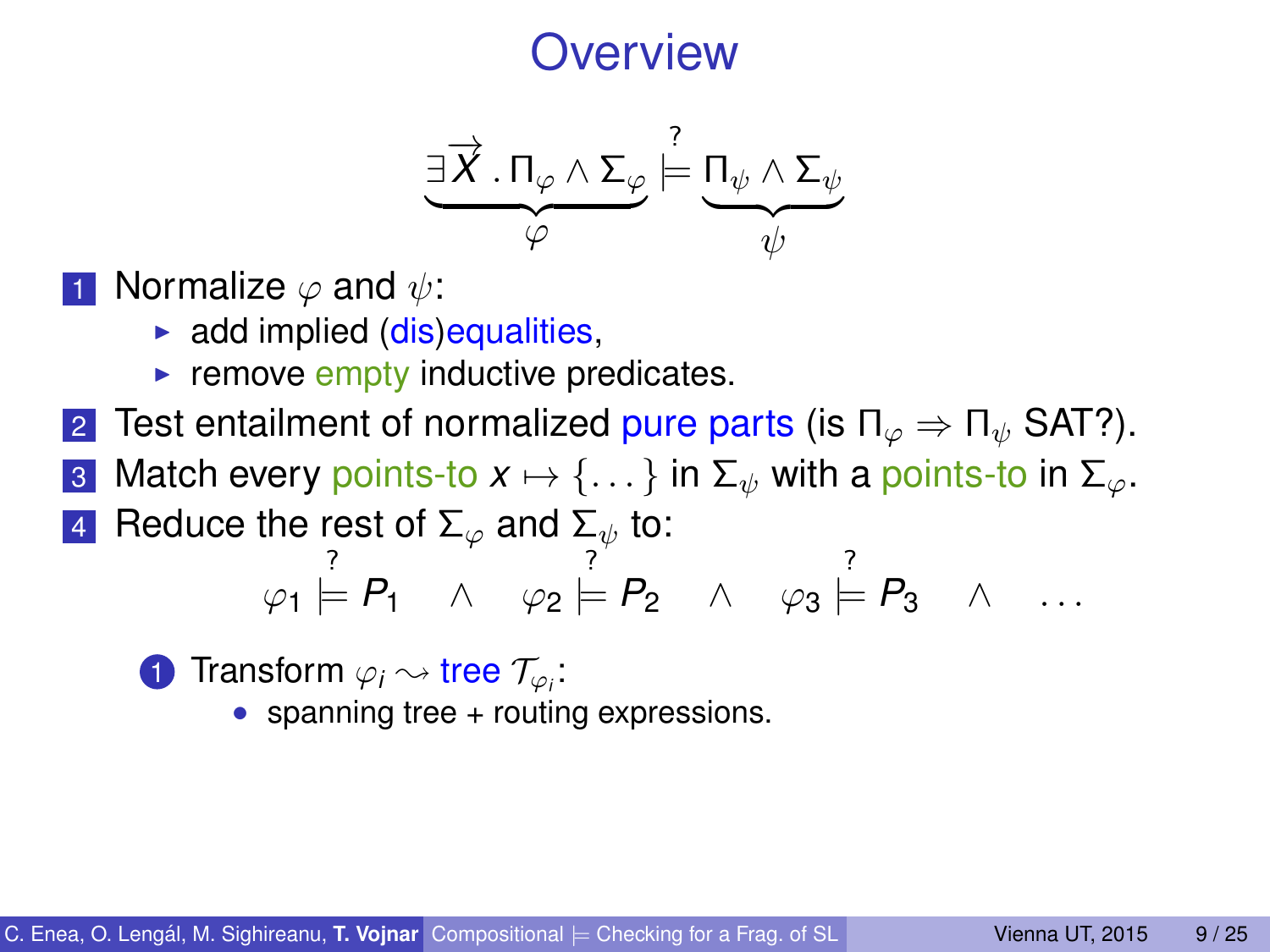# Overview

$$\underbrace{\exists \overrightarrow{X} \,.\, \Pi_\varphi \wedge \Sigma_\varphi}_{\varphi} \overset{?}{\models} \underbrace{\Pi_\psi \wedge \Sigma_\psi}_{\psi}$$

1. Normalize $\varphi$ and $\psi$:
   - add implied (dis)equalities,
   - remove empty inductive predicates.
2. Test entailment of normalized pure parts (is $\Pi_\varphi \Rightarrow \Pi_\psi$ SAT?).
3. Match every points-to $x \mapsto \{\dots\}$ in $\Sigma_\psi$ with a points-to in $\Sigma_\varphi$.
4. Reduce the rest of $\Sigma_\varphi$ and $\Sigma_\psi$ to:

$$\varphi_1 \overset{?}{\models} P_1 \quad \wedge \quad \varphi_2 \overset{?}{\models} P_2 \quad \wedge \quad \varphi_3 \overset{?}{\models} P_3 \quad \wedge \quad \dots$$

   1. Transform $\varphi_i \rightsquigarrow$ tree $\mathcal{T}_{\varphi_i}$:
      - spanning tree + routing expressions.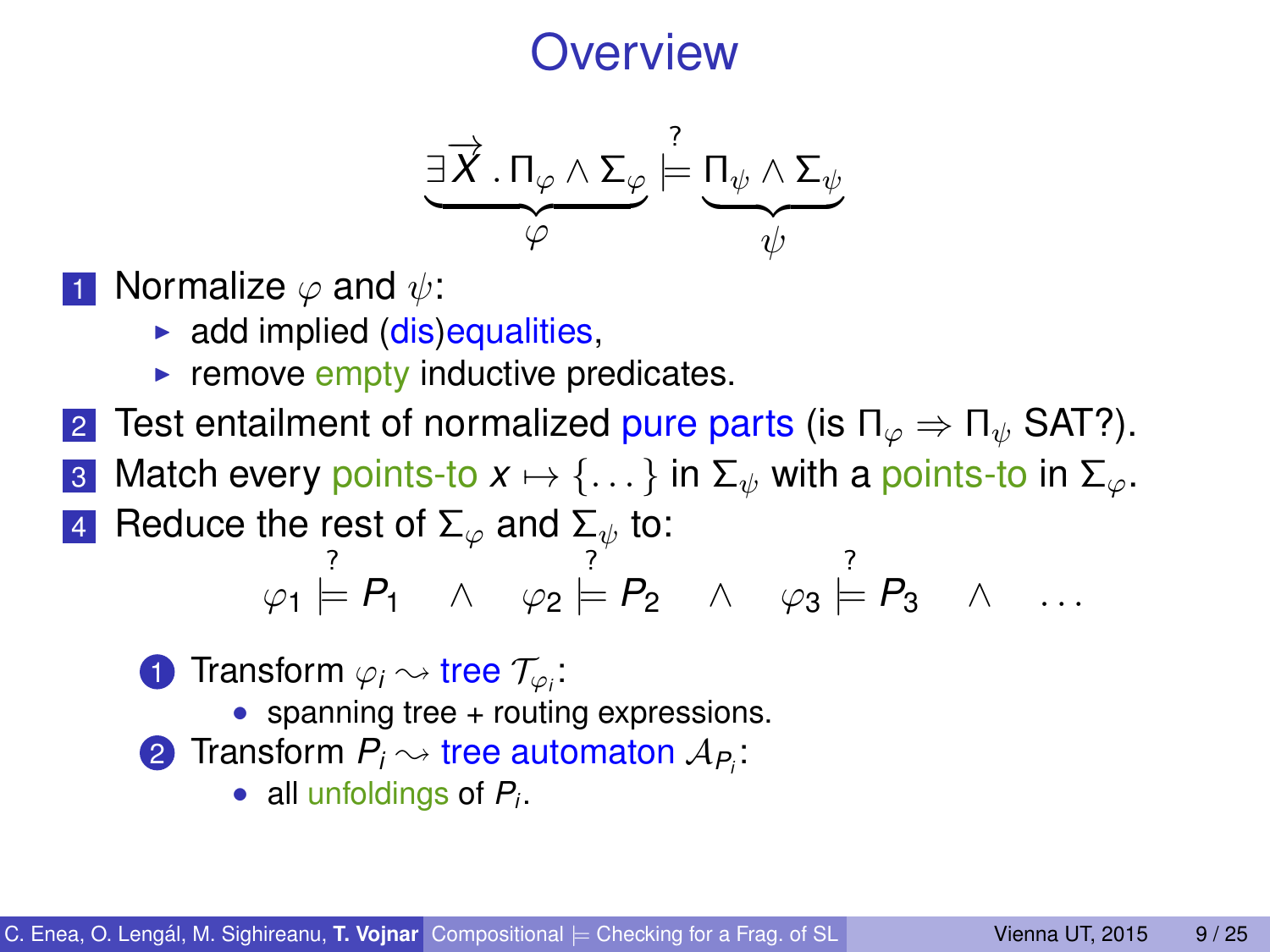# Overview

$$\underbrace{\exists \overrightarrow{X} \,.\, \Pi_\varphi \wedge \Sigma_\varphi}_{\varphi} \overset{?}{\models} \underbrace{\Pi_\psi \wedge \Sigma_\psi}_{\psi}$$

1. Normalize $\varphi$ and $\psi$:
   - add implied (dis)equalities,
   - remove empty inductive predicates.
2. Test entailment of normalized pure parts (is $\Pi_\varphi \Rightarrow \Pi_\psi$ SAT?).
3. Match every points-to $x \mapsto \{\dots\}$ in $\Sigma_\psi$ with a points-to in $\Sigma_\varphi$.
4. Reduce the rest of $\Sigma_\varphi$ and $\Sigma_\psi$ to:

$$\varphi_1 \overset{?}{\models} P_1 \quad \wedge \quad \varphi_2 \overset{?}{\models} P_2 \quad \wedge \quad \varphi_3 \overset{?}{\models} P_3 \quad \wedge \quad \dots$$

   1. Transform $\varphi_i \rightsquigarrow$ tree $\mathcal{T}_{\varphi_i}$:
      - spanning tree + routing expressions.
   2. Transform $P_i \rightsquigarrow$ tree automaton $\mathcal{A}_{P_i}$:
      - all unfoldings of $P_i$.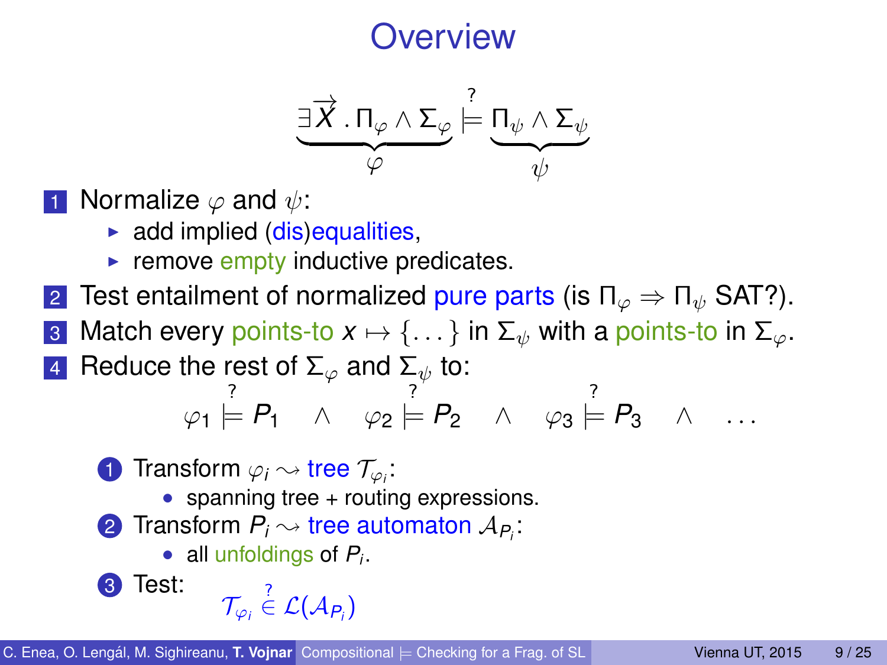# Overview

$$\underbrace{\exists \overrightarrow{X} \,.\, \Pi_\varphi \wedge \Sigma_\varphi}_{\varphi} \overset{?}{\models} \underbrace{\Pi_\psi \wedge \Sigma_\psi}_{\psi}$$

1. Normalize $\varphi$ and $\psi$:
   - add implied (dis)equalities,
   - remove empty inductive predicates.
2. Test entailment of normalized pure parts (is $\Pi_\varphi \Rightarrow \Pi_\psi$ SAT?).
3. Match every points-to $x \mapsto \{\dots\}$ in $\Sigma_\psi$ with a points-to in $\Sigma_\varphi$.
4. Reduce the rest of $\Sigma_\varphi$ and $\Sigma_\psi$ to:

$$\varphi_1 \overset{?}{\models} P_1 \quad \wedge \quad \varphi_2 \overset{?}{\models} P_2 \quad \wedge \quad \varphi_3 \overset{?}{\models} P_3 \quad \wedge \quad \dots$$

   1. Transform $\varphi_i \rightsquigarrow$ tree $\mathcal{T}_{\varphi_i}$:
      - spanning tree + routing expressions.
   2. Transform $P_i \rightsquigarrow$ tree automaton $\mathcal{A}_{P_i}$:
      - all unfoldings of $P_i$.
   3. Test: $\mathcal{T}_{\varphi_i} \overset{?}{\in} \mathcal{L}(\mathcal{A}_{P_i})$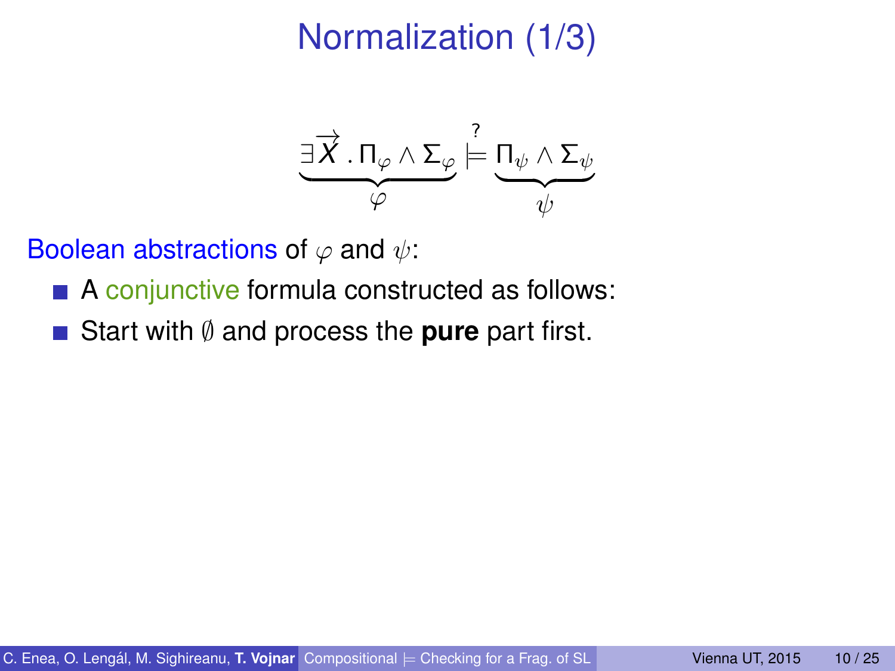# Normalization (1/3)

$$\underbrace{\exists \overrightarrow{X} \,.\, \Pi_\varphi \land \Sigma_\varphi}_{\varphi} \overset{?}{\models} \underbrace{\Pi_\psi \land \Sigma_\psi}_{\psi}$$

Boolean abstractions of $\varphi$ and $\psi$:

- A conjunctive formula constructed as follows:
- Start with $\emptyset$ and process the **pure** part first.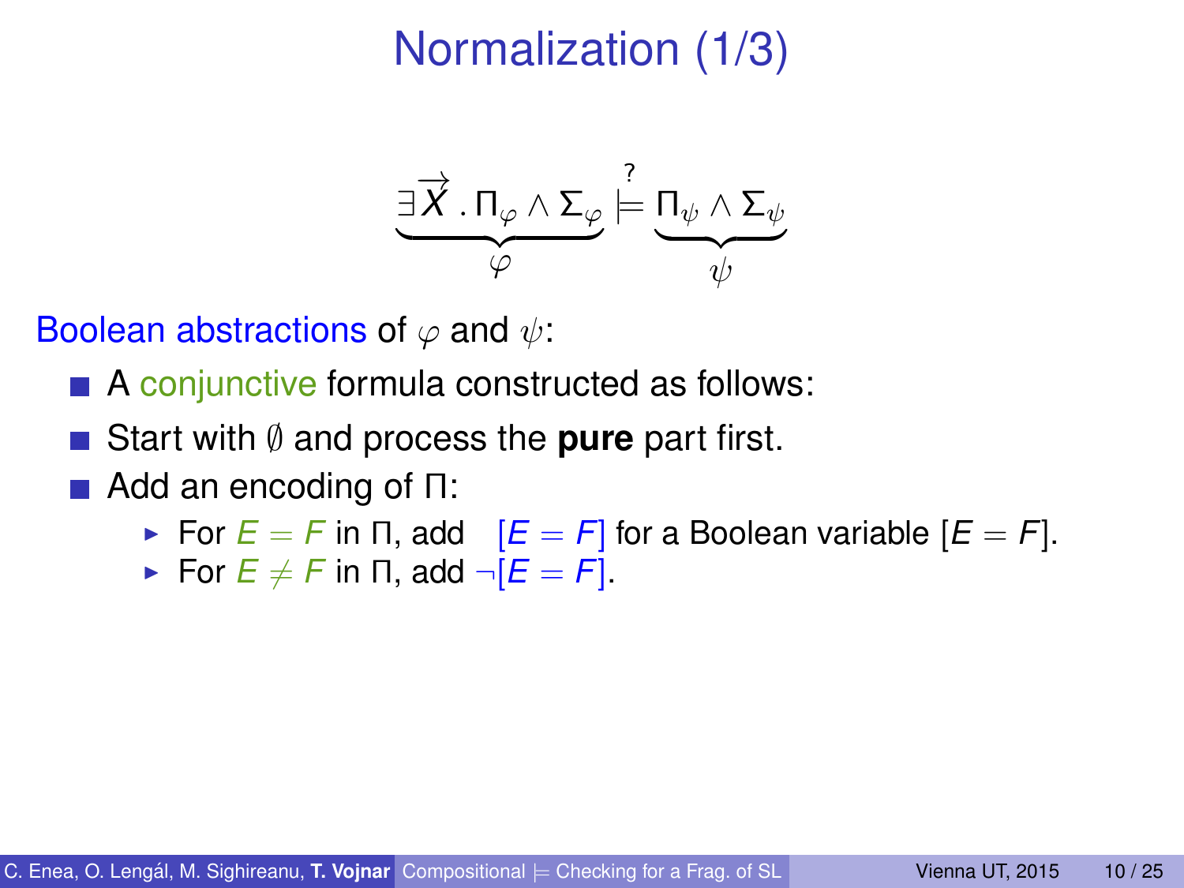# Normalization (1/3)

$$\underbrace{\exists \overrightarrow{X} \,.\, \Pi_\varphi \wedge \Sigma_\varphi}_{\varphi} \overset{?}{\models} \underbrace{\Pi_\psi \wedge \Sigma_\psi}_{\psi}$$

Boolean abstractions of $\varphi$ and $\psi$:

- A conjunctive formula constructed as follows:
- Start with $\emptyset$ and process the **pure** part first.
- Add an encoding of $\Pi$:
  - For $E = F$ in $\Pi$, add $[E = F]$ for a Boolean variable $[E = F]$.
  - For $E \neq F$ in $\Pi$, add $\neg[E = F]$.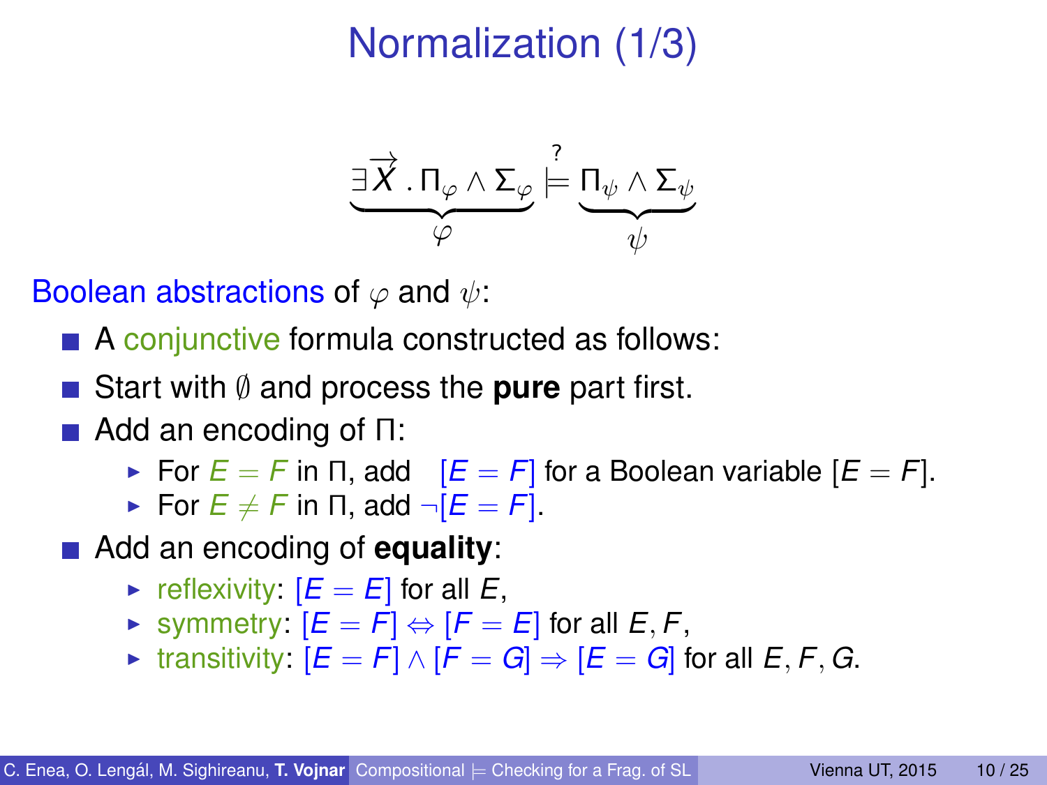# Normalization (1/3)

$$\underbrace{\exists \overrightarrow{X} \,.\, \Pi_\varphi \wedge \Sigma_\varphi}_{\varphi} \overset{?}{\models} \underbrace{\Pi_\psi \wedge \Sigma_\psi}_{\psi}$$

Boolean abstractions of $\varphi$ and $\psi$:

- A conjunctive formula constructed as follows:
- Start with $\emptyset$ and process the **pure** part first.
- Add an encoding of $\Pi$:
  - For $E = F$ in $\Pi$, add $[E = F]$ for a Boolean variable $[E = F]$.
  - For $E \neq F$ in $\Pi$, add $\neg[E = F]$.
- Add an encoding of **equality**:
  - reflexivity: $[E = E]$ for all $E$,
  - symmetry: $[E = F] \Leftrightarrow [F = E]$ for all $E, F$,
  - transitivity: $[E = F] \wedge [F = G] \Rightarrow [E = G]$ for all $E, F, G$.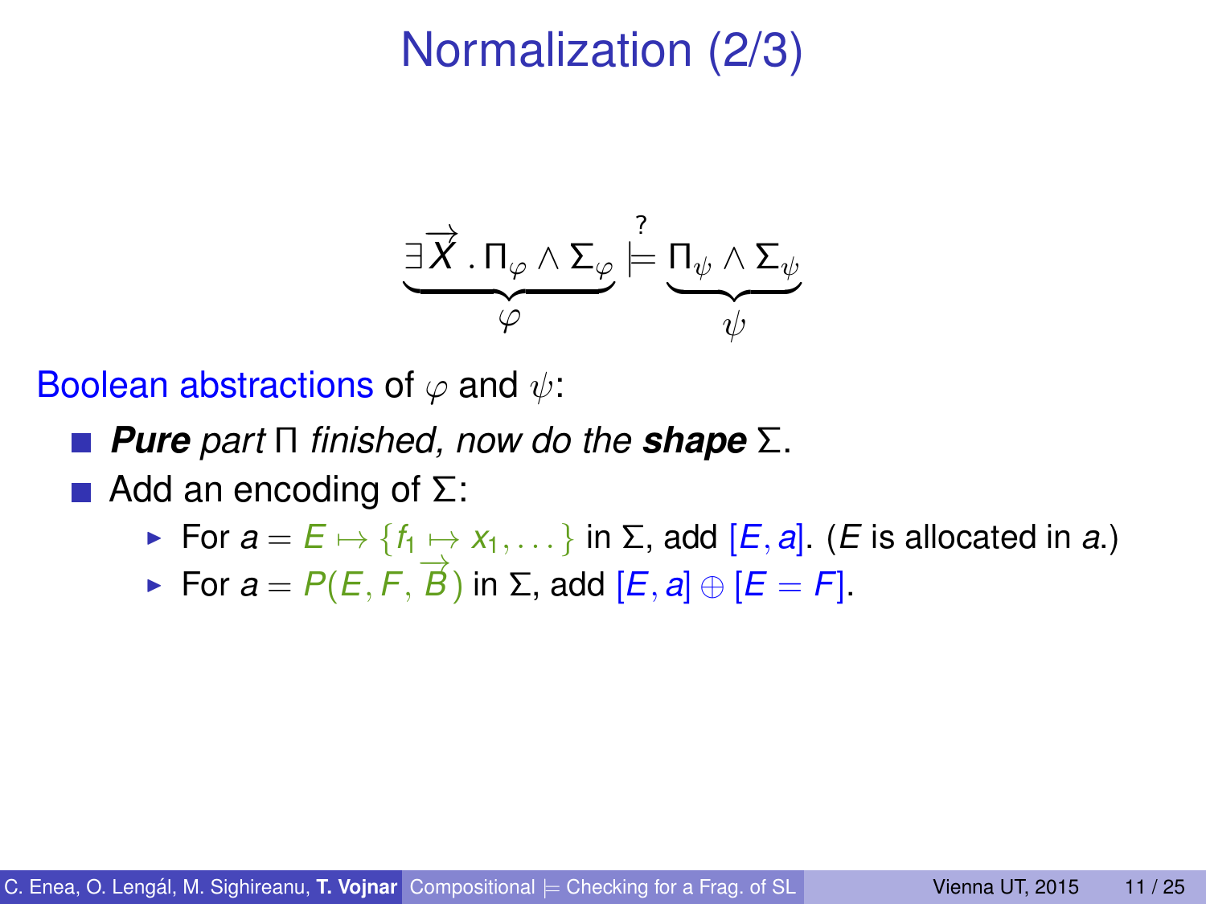# Normalization (2/3)

$$\underbrace{\exists \overrightarrow{X} \,.\, \Pi_\varphi \wedge \Sigma_\varphi}_{\varphi} \overset{?}{\models} \underbrace{\Pi_\psi \wedge \Sigma_\psi}_{\psi}$$

Boolean abstractions of $\varphi$ and $\psi$:

- ***Pure*** *part* $\Pi$ *finished, now do the* ***shape*** $\Sigma$.
- Add an encoding of $\Sigma$:
  - For $a = E \mapsto \{f_1 \mapsto x_1, \dots\}$ in $\Sigma$, add $[E, a]$. ($E$ is allocated in $a$.)
  - For $a = P(E, F, \overrightarrow{B})$ in $\Sigma$, add $[E, a] \oplus [E = F]$.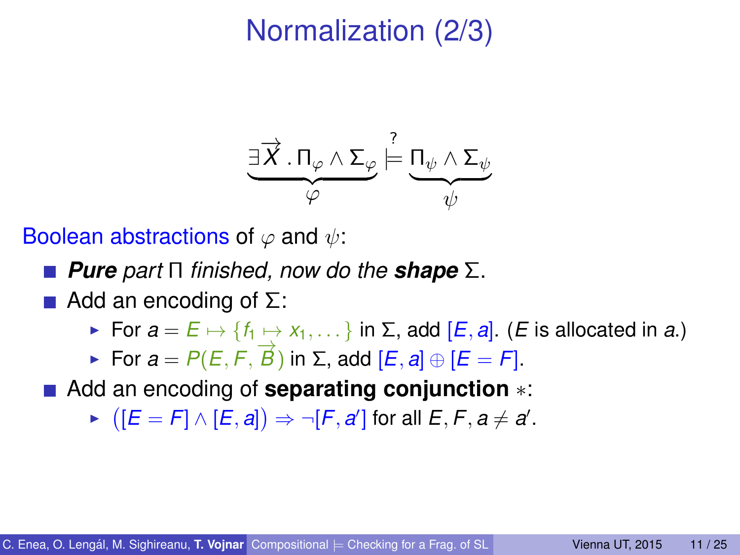# Normalization (2/3)

$$\underbrace{\exists \overrightarrow{X} \,.\, \Pi_\varphi \wedge \Sigma_\varphi}_{\varphi} \overset{?}{\models} \underbrace{\Pi_\psi \wedge \Sigma_\psi}_{\psi}$$

Boolean abstractions of $\varphi$ and $\psi$:

- ***Pure*** *part* $\Pi$ *finished, now do the* ***shape*** $\Sigma$.
- Add an encoding of $\Sigma$:
  - For $a = E \mapsto \{f_1 \mapsto x_1, \dots\}$ in $\Sigma$, add $[E, a]$. ($E$ is allocated in $a$.)
  - For $a = P(E, F, \overrightarrow{B})$ in $\Sigma$, add $[E, a] \oplus [E = F]$.
- Add an encoding of **separating conjunction** $*$:
  - $\big([E = F] \wedge [E, a]\big) \Rightarrow \neg[F, a']$ for all $E, F, a \neq a'$.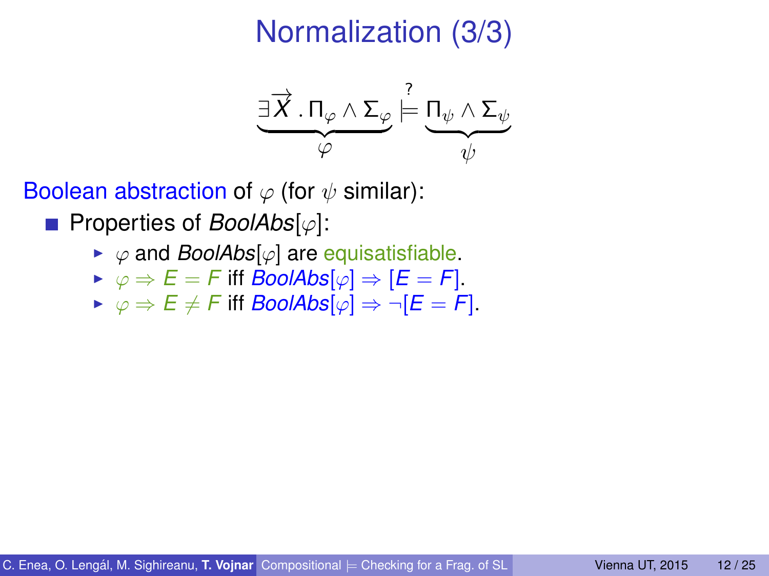# Normalization (3/3)

$$\underbrace{\exists \overrightarrow{X} \,.\, \Pi_\varphi \wedge \Sigma_\varphi}_{\varphi} \overset{?}{\models} \underbrace{\Pi_\psi \wedge \Sigma_\psi}_{\psi}$$

Boolean abstraction of $\varphi$ (for $\psi$ similar):

- Properties of *BoolAbs*[$\varphi$]:
  - $\varphi$ and *BoolAbs*[$\varphi$] are equisatisfiable.
  - $\varphi \Rightarrow E = F$ iff *BoolAbs*[$\varphi$] $\Rightarrow [E = F]$.
  - $\varphi \Rightarrow E \neq F$ iff *BoolAbs*[$\varphi$] $\Rightarrow \neg[E = F]$.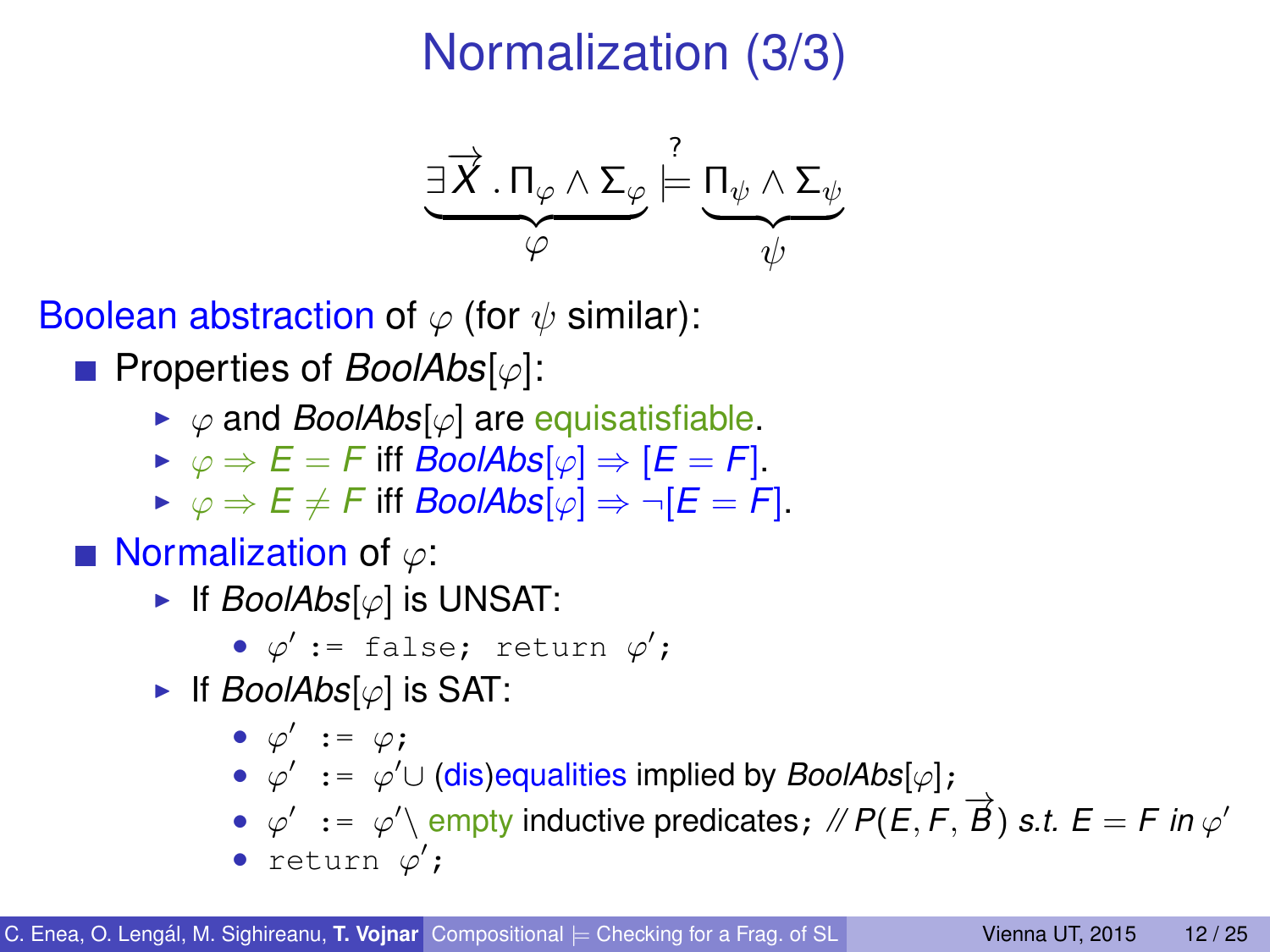# Normalization (3/3)

$$\underbrace{\exists \overrightarrow{X} \,.\, \Pi_\varphi \wedge \Sigma_\varphi}_{\varphi} \overset{?}{\models} \underbrace{\Pi_\psi \wedge \Sigma_\psi}_{\psi}$$

Boolean abstraction of $\varphi$ (for $\psi$ similar):

- Properties of *BoolAbs*$[\varphi]$:
  - $\varphi$ and *BoolAbs*$[\varphi]$ are equisatisfiable.
  - $\varphi \Rightarrow E = F$ iff *BoolAbs*$[\varphi] \Rightarrow [E = F]$.
  - $\varphi \Rightarrow E \neq F$ iff *BoolAbs*$[\varphi] \Rightarrow \neg[E = F]$.
- Normalization of $\varphi$:
  - If *BoolAbs*$[\varphi]$ is UNSAT:
    - $\varphi'$ `:= false; return` $\varphi'$`;`
  - If *BoolAbs*$[\varphi]$ is SAT:
    - $\varphi'$ `:=` $\varphi$`;`
    - $\varphi'$ `:=` $\varphi' \cup$ (dis)equalities implied by *BoolAbs*$[\varphi]$`;`
    - $\varphi'$ `:=` $\varphi' \setminus$ empty inductive predicates`;` *// $P(E, F, \overrightarrow{B})$ s.t. $E = F$ in $\varphi'$*
    - `return` $\varphi'$`;`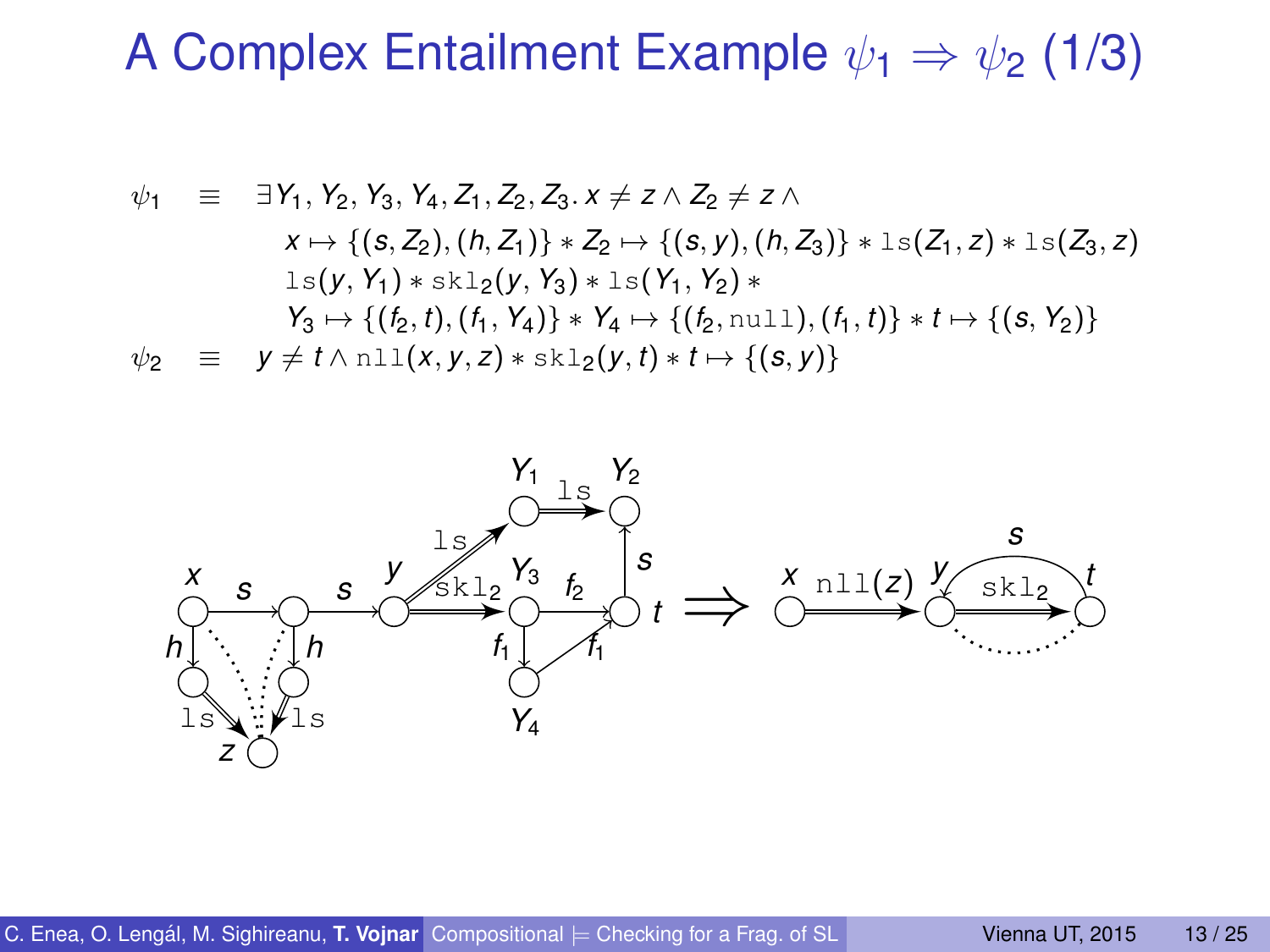# A Complex Entailment Example $\psi_1 \Rightarrow \psi_2$ (1/3)

$$
\begin{aligned}
\psi_1 \quad \equiv \quad & \exists Y_1, Y_2, Y_3, Y_4, Z_1, Z_2, Z_3.\, x \neq z \wedge Z_2 \neq z \wedge \\
& \quad x \mapsto \{(s, Z_2), (h, Z_1)\} * Z_2 \mapsto \{(s, y), (h, Z_3)\} * \mathtt{ls}(Z_1, z) * \mathtt{ls}(Z_3, z) \\
& \quad \mathtt{ls}(y, Y_1) * \mathtt{skl}_2(y, Y_3) * \mathtt{ls}(Y_1, Y_2) * \\
& \quad Y_3 \mapsto \{(f_2, t), (f_1, Y_4)\} * Y_4 \mapsto \{(f_2, \mathtt{null}), (f_1, t)\} * t \mapsto \{(s, Y_2)\} \\
\psi_2 \quad \equiv \quad & y \neq t \wedge \mathtt{nll}(x, y, z) * \mathtt{skl}_2(y, t) * t \mapsto \{(s, y)\}
\end{aligned}
$$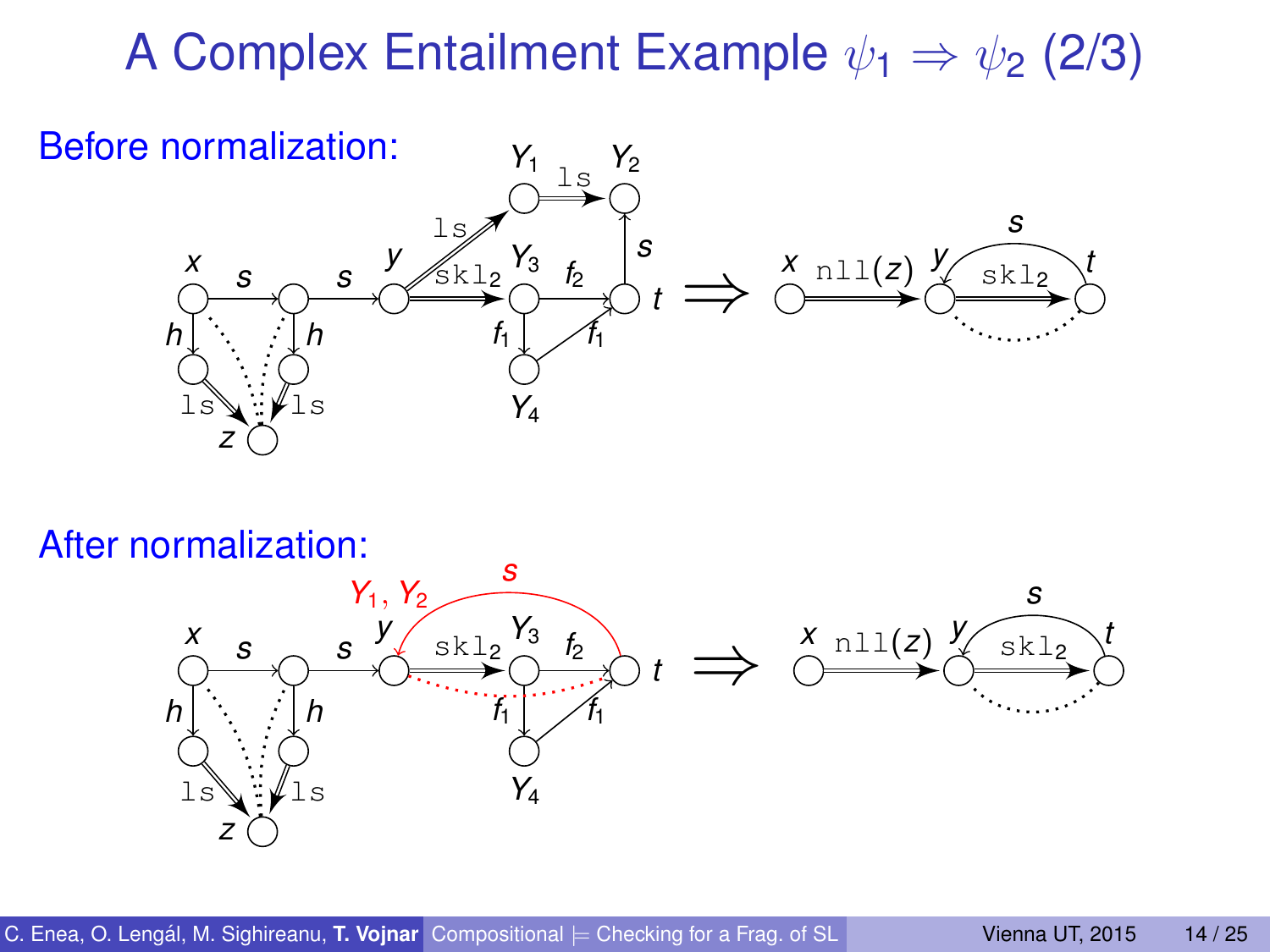# A Complex Entailment Example $\psi_1 \Rightarrow \psi_2$ (2/3)

**Before normalization:**

**After normalization:**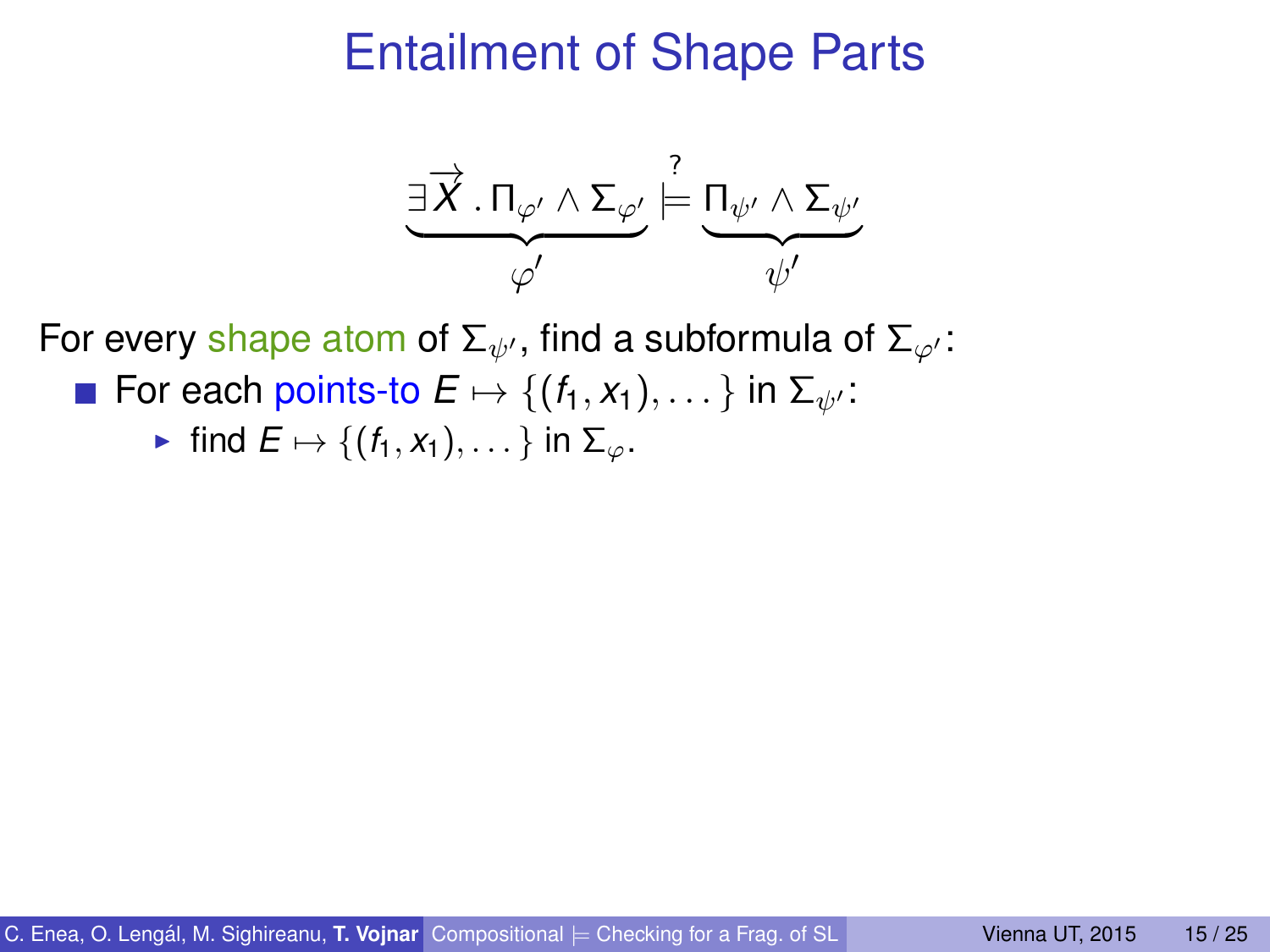# Entailment of Shape Parts

$$\underbrace{\exists \overrightarrow{X} \,.\, \Pi_{\varphi'} \land \Sigma_{\varphi'}}_{\varphi'} \overset{?}{\models} \underbrace{\Pi_{\psi'} \land \Sigma_{\psi'}}_{\psi'}$$

For every shape atom of $\Sigma_{\psi'}$, find a subformula of $\Sigma_{\varphi'}$:

- For each points-to $E \mapsto \{(f_1, x_1), \ldots\}$ in $\Sigma_{\psi'}$:
  - find $E \mapsto \{(f_1, x_1), \ldots\}$ in $\Sigma_{\varphi}$.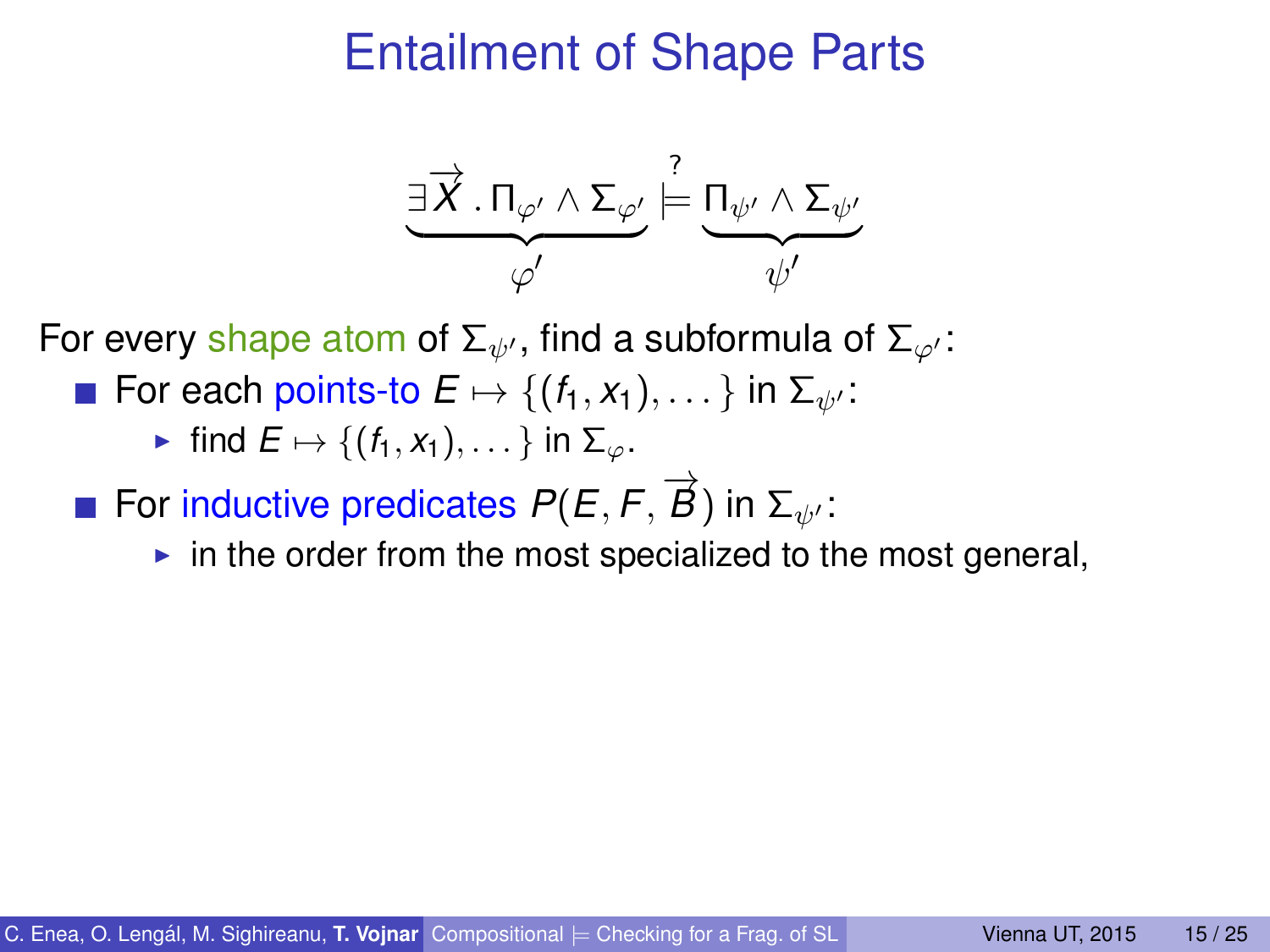# Entailment of Shape Parts

$$\underbrace{\exists \overrightarrow{X} \,.\, \Pi_{\varphi'} \wedge \Sigma_{\varphi'}}_{\varphi'} \overset{?}{\models} \underbrace{\Pi_{\psi'} \wedge \Sigma_{\psi'}}_{\psi'}$$

For every shape atom of $\Sigma_{\psi'}$, find a subformula of $\Sigma_{\varphi'}$:

- For each points-to $E \mapsto \{(f_1, x_1), \ldots\}$ in $\Sigma_{\psi'}$:
  - find $E \mapsto \{(f_1, x_1), \ldots\}$ in $\Sigma_{\varphi}$.
- For inductive predicates $P(E, F, \overrightarrow{B})$ in $\Sigma_{\psi'}$:
  - in the order from the most specialized to the most general,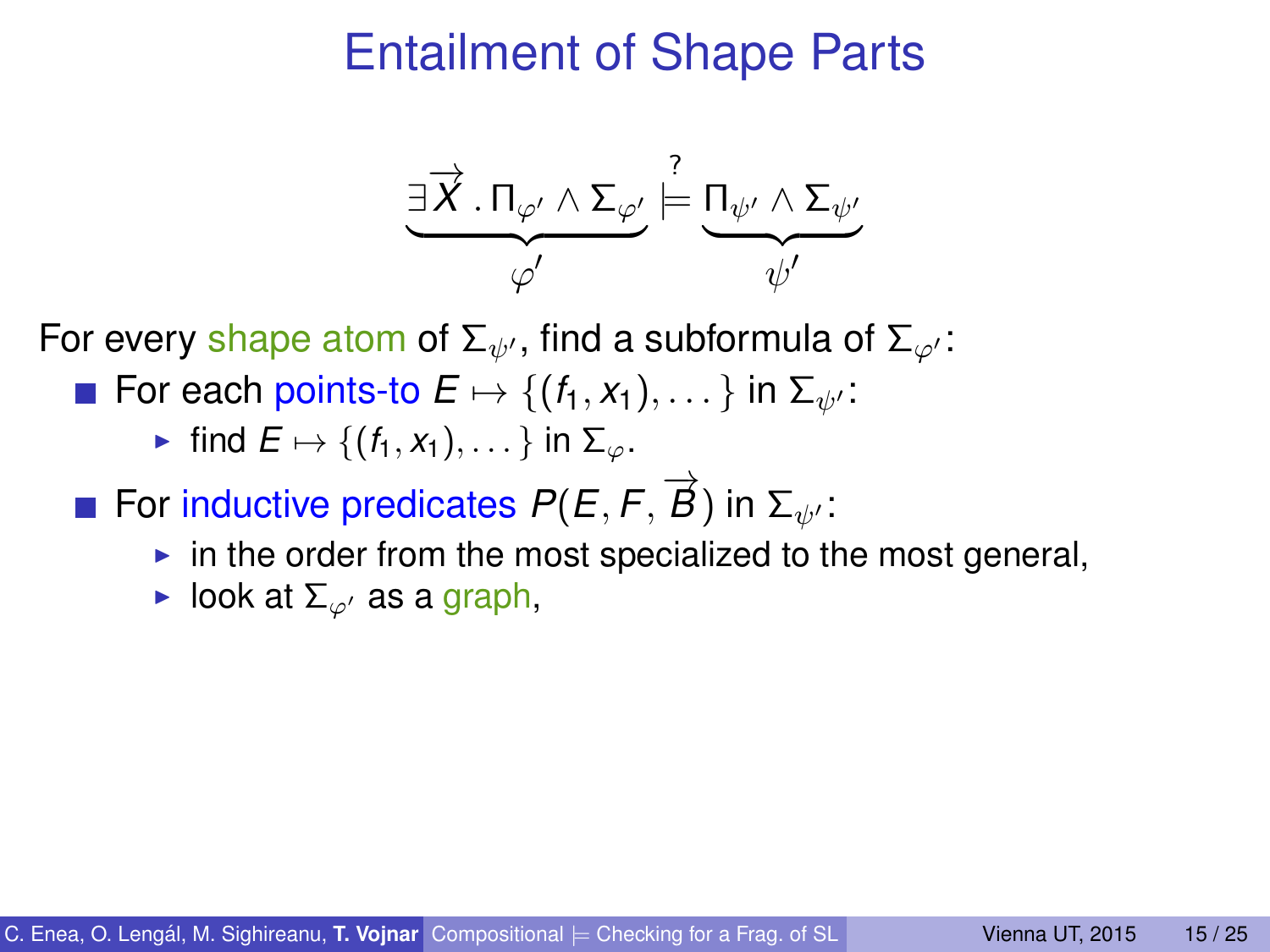# Entailment of Shape Parts

$$\underbrace{\exists \overrightarrow{X} \,.\, \Pi_{\varphi'} \wedge \Sigma_{\varphi'}}_{\varphi'} \overset{?}{\models} \underbrace{\Pi_{\psi'} \wedge \Sigma_{\psi'}}_{\psi'}$$

For every shape atom of $\Sigma_{\psi'}$, find a subformula of $\Sigma_{\varphi'}$:

- For each points-to $E \mapsto \{(f_1, x_1), \dots\}$ in $\Sigma_{\psi'}$:
  - find $E \mapsto \{(f_1, x_1), \dots\}$ in $\Sigma_{\varphi}$.
- For inductive predicates $P(E, F, \overrightarrow{B})$ in $\Sigma_{\psi'}$:
  - in the order from the most specialized to the most general,
  - look at $\Sigma_{\varphi'}$ as a graph,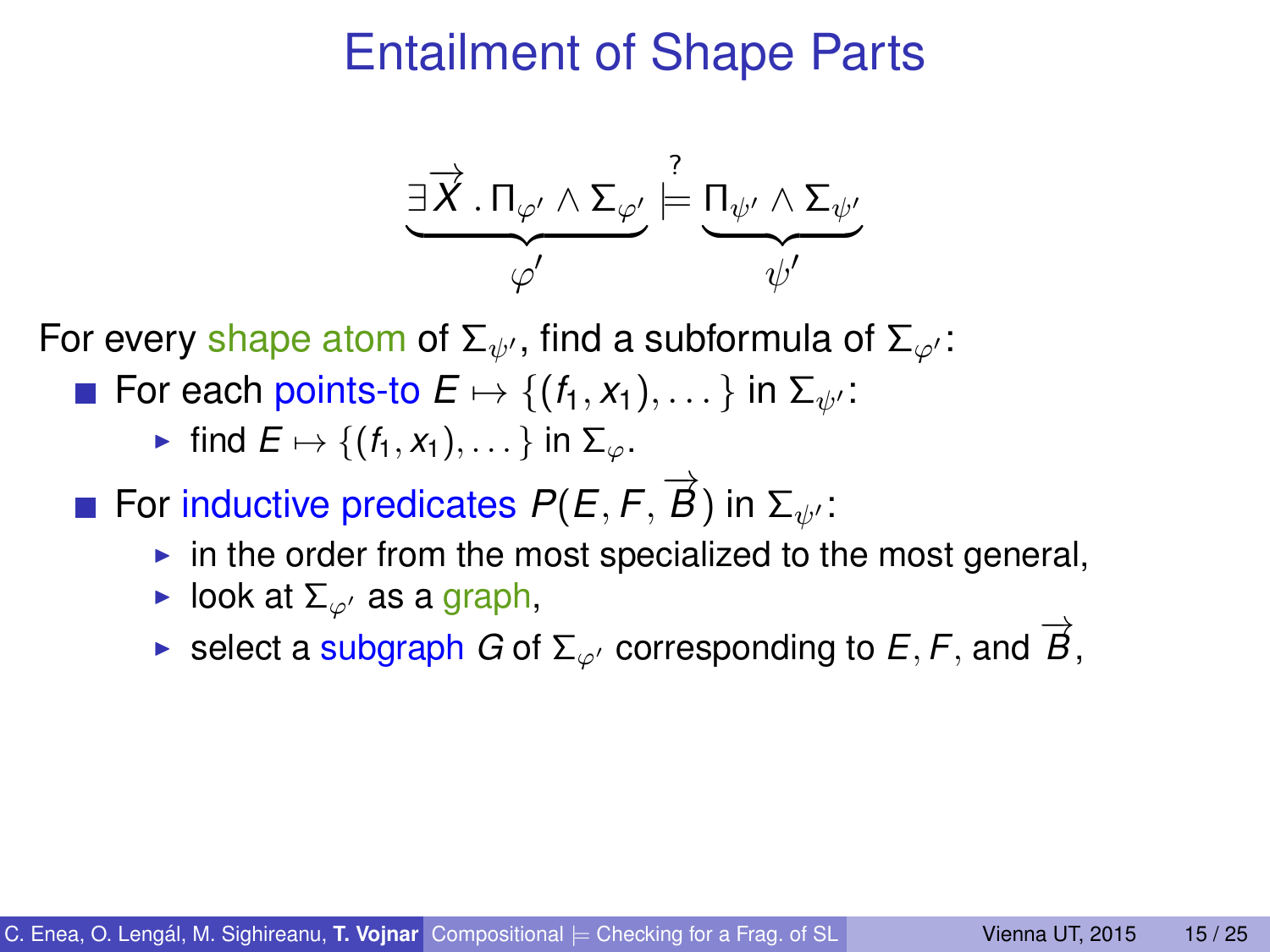# Entailment of Shape Parts

$$\underbrace{\exists \overrightarrow{X} \,.\, \Pi_{\varphi'} \wedge \Sigma_{\varphi'}}_{\varphi'} \overset{?}{\models} \underbrace{\Pi_{\psi'} \wedge \Sigma_{\psi'}}_{\psi'}$$

For every shape atom of $\Sigma_{\psi'}$, find a subformula of $\Sigma_{\varphi'}$:

- For each points-to $E \mapsto \{(f_1, x_1), \dots\}$ in $\Sigma_{\psi'}$:
  - find $E \mapsto \{(f_1, x_1), \dots\}$ in $\Sigma_{\varphi}$.
- For inductive predicates $P(E, F, \overrightarrow{B})$ in $\Sigma_{\psi'}$:
  - in the order from the most specialized to the most general,
  - look at $\Sigma_{\varphi'}$ as a graph,
  - select a subgraph $G$ of $\Sigma_{\varphi'}$ corresponding to $E, F$, and $\overrightarrow{B}$,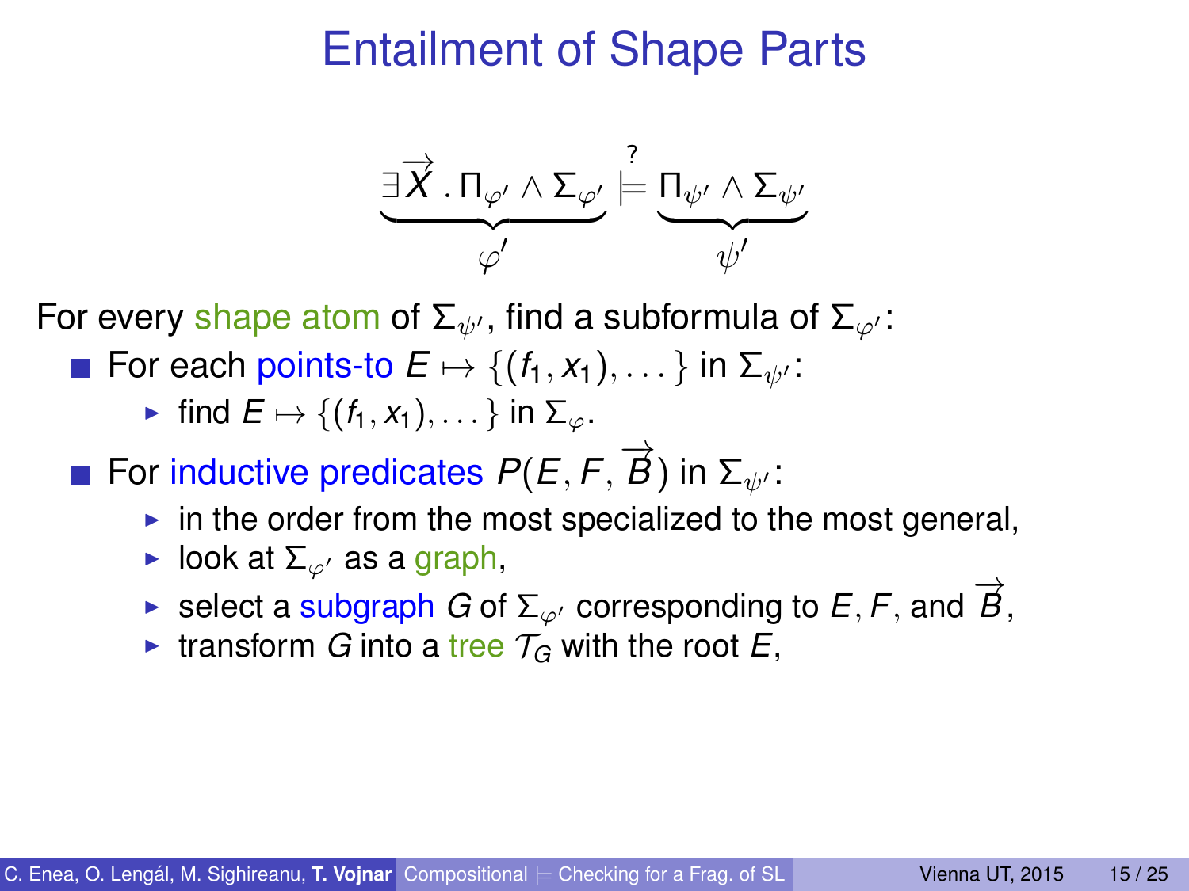# Entailment of Shape Parts

$$\underbrace{\exists \overrightarrow{X} \,.\, \Pi_{\varphi'} \wedge \Sigma_{\varphi'}}_{\varphi'} \stackrel{?}{\models} \underbrace{\Pi_{\psi'} \wedge \Sigma_{\psi'}}_{\psi'}$$

For every shape atom of $\Sigma_{\psi'}$, find a subformula of $\Sigma_{\varphi'}$:

- For each points-to $E \mapsto \{(f_1, x_1), \dots\}$ in $\Sigma_{\psi'}$:
  - find $E \mapsto \{(f_1, x_1), \dots\}$ in $\Sigma_{\varphi}$.
- For inductive predicates $P(E, F, \overrightarrow{B})$ in $\Sigma_{\psi'}$:
  - in the order from the most specialized to the most general,
  - look at $\Sigma_{\varphi'}$ as a graph,
  - select a subgraph $G$ of $\Sigma_{\varphi'}$ corresponding to $E, F$, and $\overrightarrow{B}$,
  - transform $G$ into a tree $\mathcal{T}_G$ with the root $E$,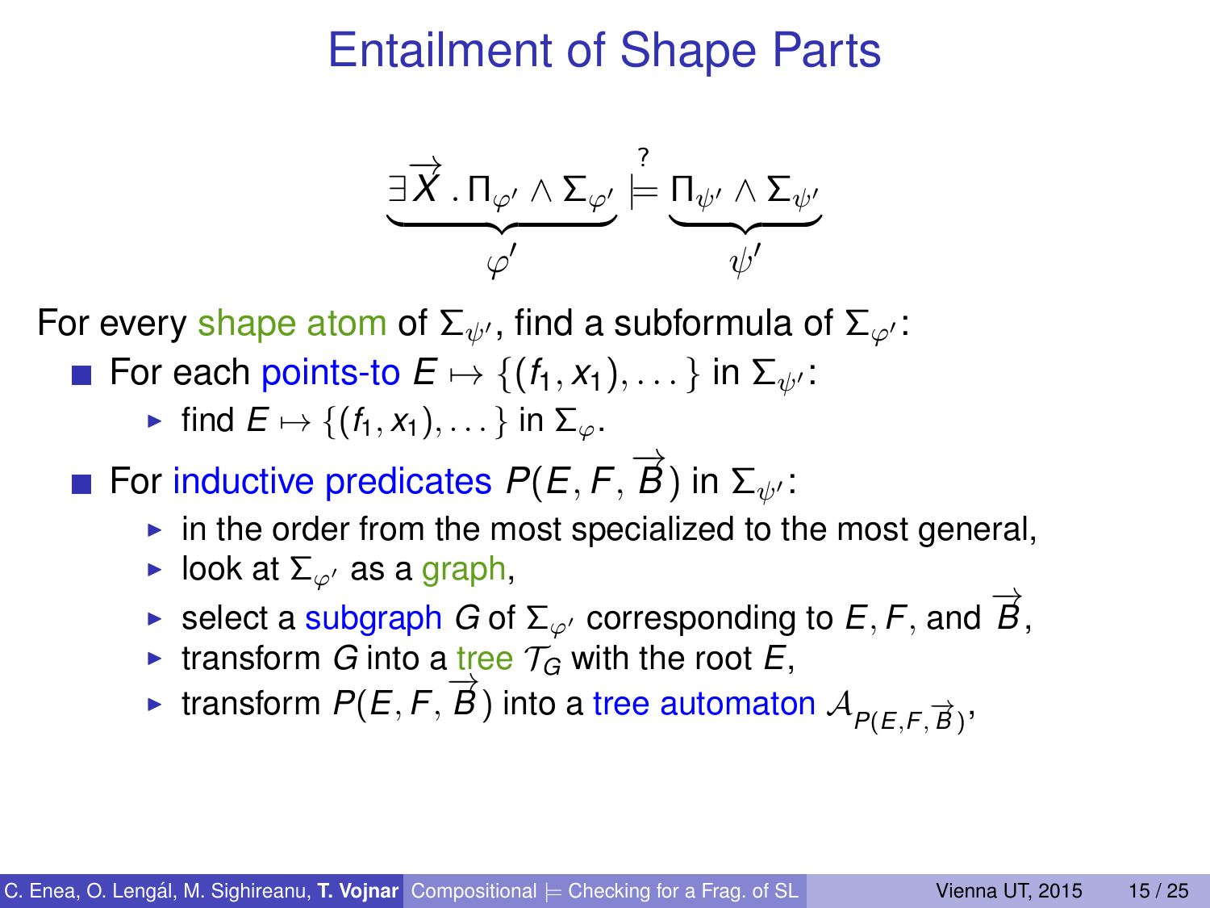# Entailment of Shape Parts

$$\underbrace{\exists \overrightarrow{X} \,.\, \Pi_{\varphi'} \wedge \Sigma_{\varphi'}}_{\varphi'} \overset{?}{\models} \underbrace{\Pi_{\psi'} \wedge \Sigma_{\psi'}}_{\psi'}$$

For every shape atom of $\Sigma_{\psi'}$, find a subformula of $\Sigma_{\varphi'}$:

- For each points-to $E \mapsto \{(f_1, x_1), \ldots\}$ in $\Sigma_{\psi'}$:
  - find $E \mapsto \{(f_1, x_1), \ldots\}$ in $\Sigma_{\varphi}$.
- For inductive predicates $P(E, F, \overrightarrow{B})$ in $\Sigma_{\psi'}$:
  - in the order from the most specialized to the most general,
  - look at $\Sigma_{\varphi'}$ as a graph,
  - select a subgraph $G$ of $\Sigma_{\varphi'}$ corresponding to $E, F$, and $\overrightarrow{B}$,
  - transform $G$ into a tree $\mathcal{T}_G$ with the root $E$,
  - transform $P(E, F, \overrightarrow{B})$ into a tree automaton $\mathcal{A}_{P(E,F,\overrightarrow{B})}$,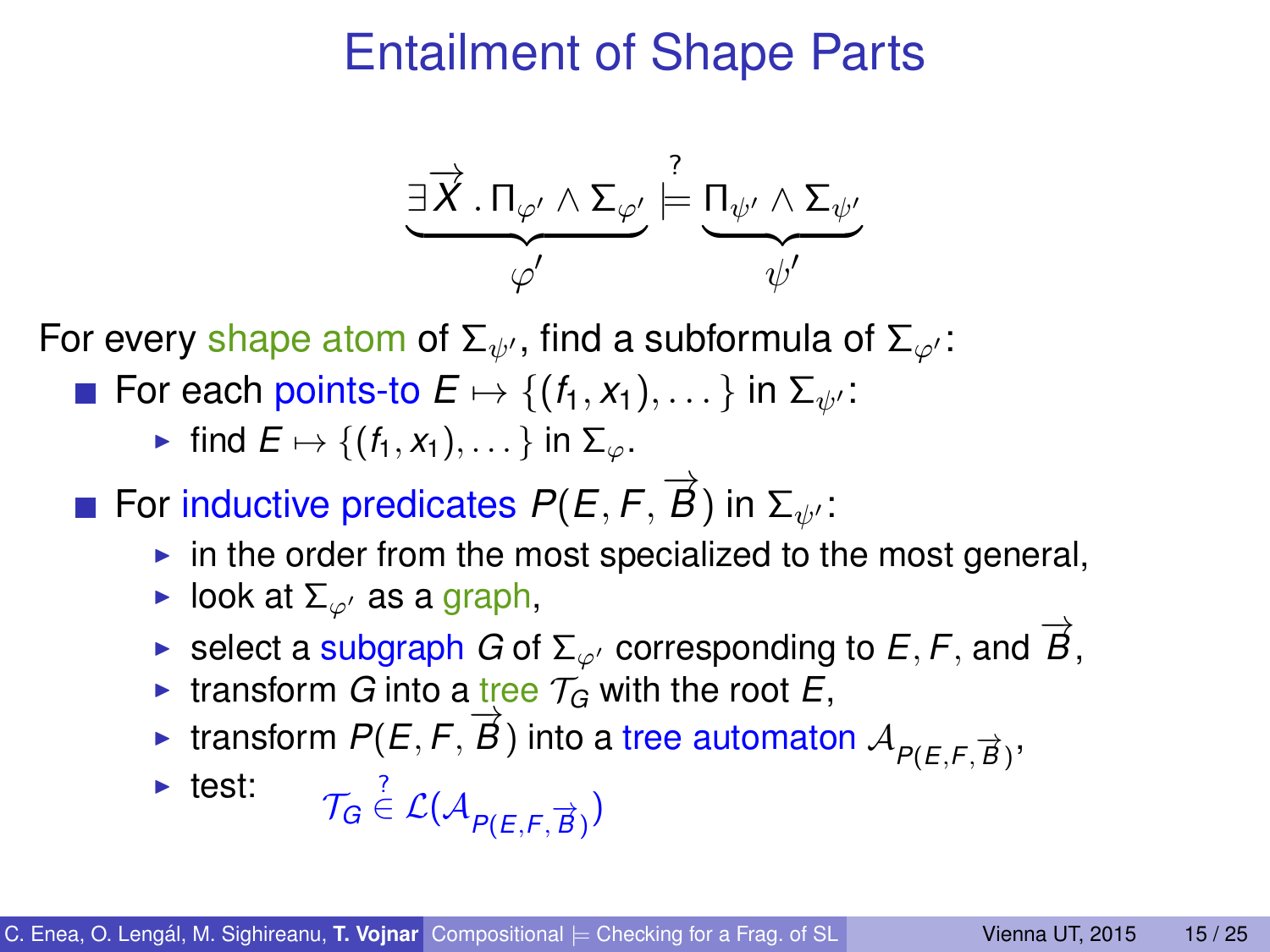# Entailment of Shape Parts

$$\underbrace{\exists \overrightarrow{X} \,.\, \Pi_{\varphi'} \wedge \Sigma_{\varphi'}}_{\varphi'} \overset{?}{\models} \underbrace{\Pi_{\psi'} \wedge \Sigma_{\psi'}}_{\psi'}$$

For every shape atom of $\Sigma_{\psi'}$, find a subformula of $\Sigma_{\varphi'}$:

- For each points-to $E \mapsto \{(f_1, x_1), \ldots\}$ in $\Sigma_{\psi'}$:
  - find $E \mapsto \{(f_1, x_1), \ldots\}$ in $\Sigma_{\varphi}$.
- For inductive predicates $P(E, F, \overrightarrow{B})$ in $\Sigma_{\psi'}$:
  - in the order from the most specialized to the most general,
  - look at $\Sigma_{\varphi'}$ as a graph,
  - select a subgraph $G$ of $\Sigma_{\varphi'}$ corresponding to $E, F$, and $\overrightarrow{B}$,
  - transform $G$ into a tree $\mathcal{T}_G$ with the root $E$,
  - transform $P(E, F, \overrightarrow{B})$ into a tree automaton $\mathcal{A}_{P(E,F,\overrightarrow{B})}$,
  - test: $\mathcal{T}_G \overset{?}{\in} \mathcal{L}(\mathcal{A}_{P(E,F,\overrightarrow{B})})$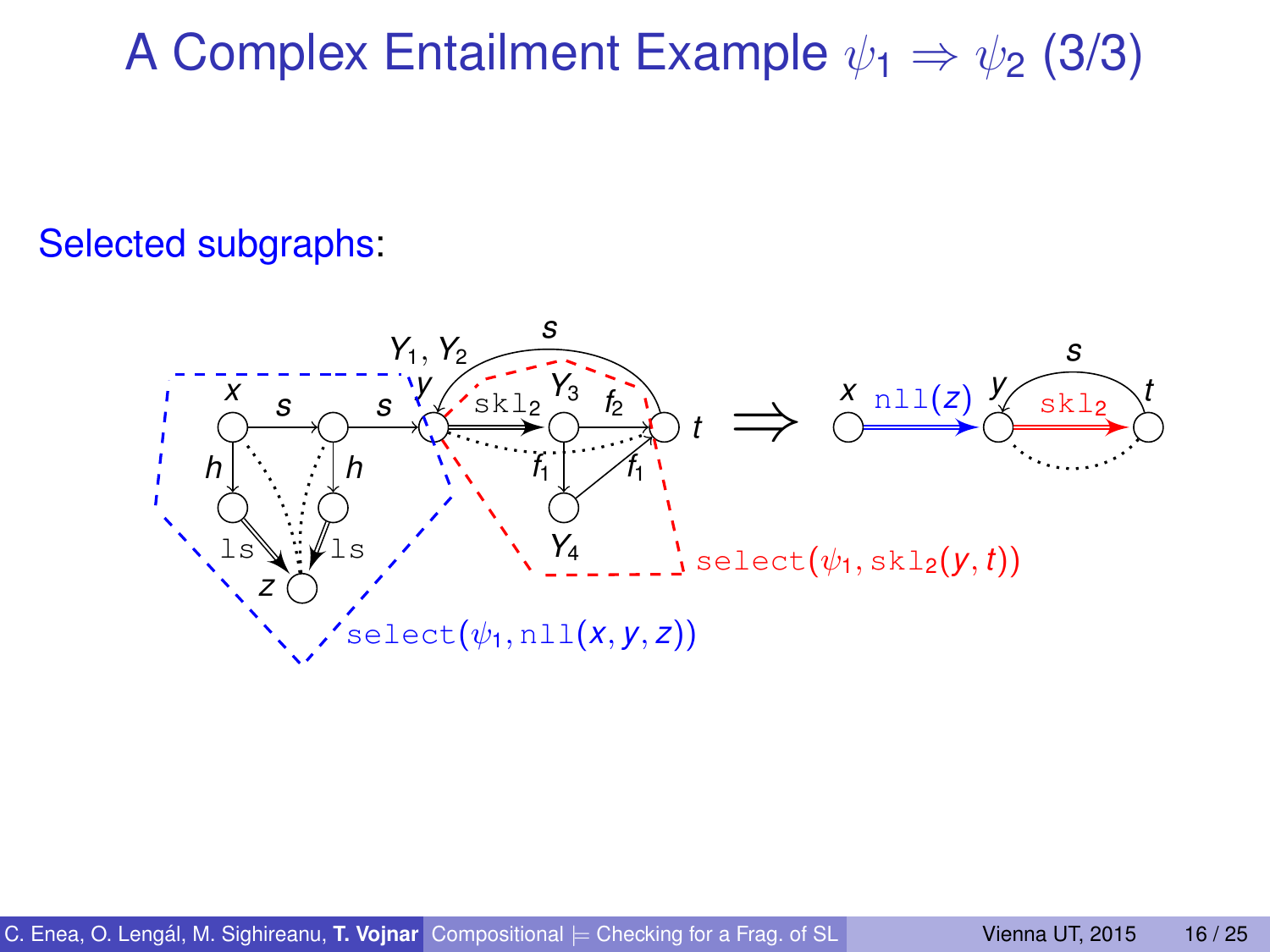# A Complex Entailment Example $\psi_1 \Rightarrow \psi_2$ (3/3)

Selected subgraphs:

$\texttt{select}(\psi_1, \texttt{skl}_2(y, t))$

$\texttt{select}(\psi_1, \texttt{nll}(x, y, z))$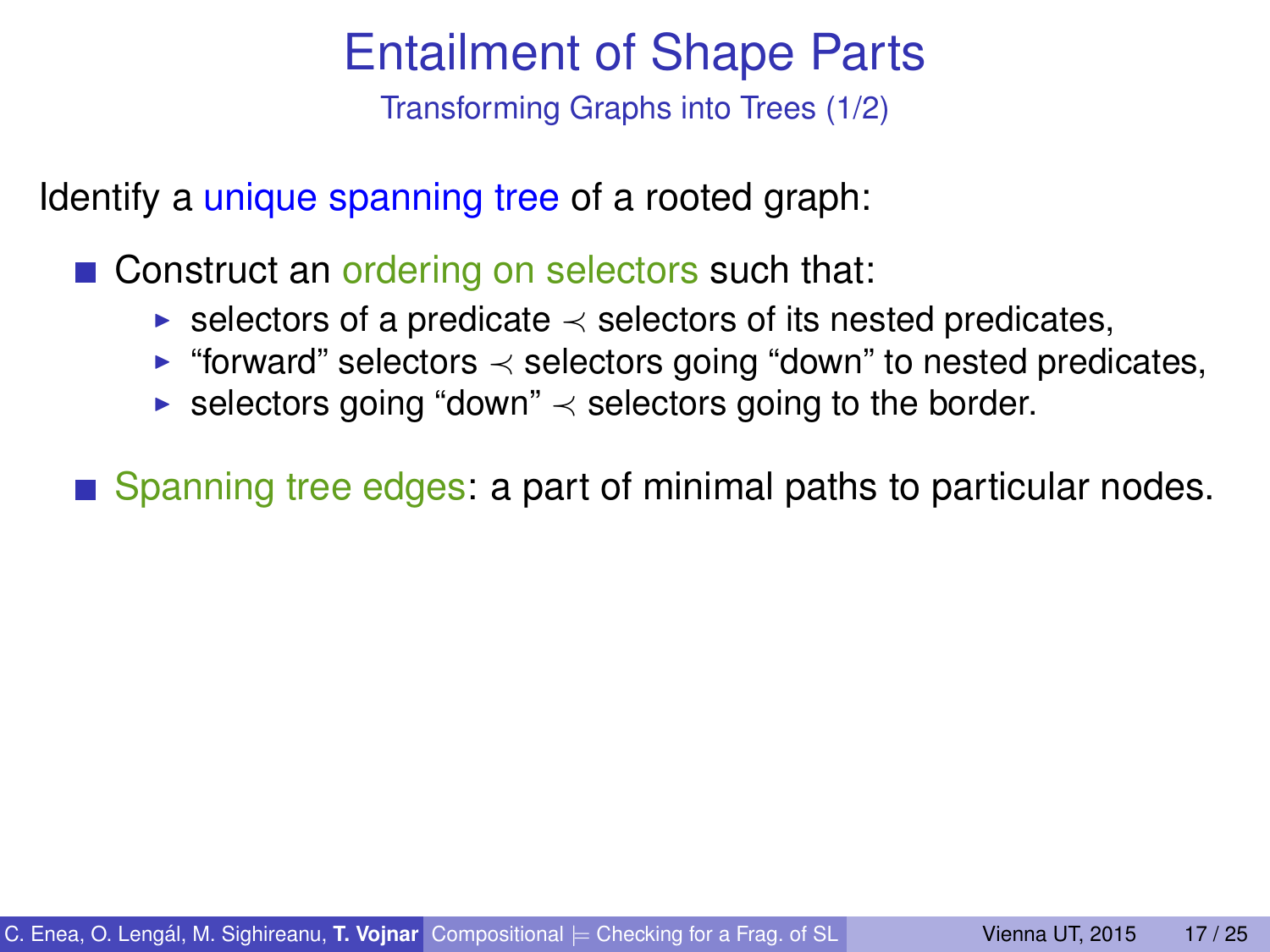# Entailment of Shape Parts

## Transforming Graphs into Trees (1/2)

Identify a unique spanning tree of a rooted graph:

- Construct an ordering on selectors such that:
  - selectors of a predicate $\prec$ selectors of its nested predicates,
  - "forward" selectors $\prec$ selectors going "down" to nested predicates,
  - selectors going "down" $\prec$ selectors going to the border.
- Spanning tree edges: a part of minimal paths to particular nodes.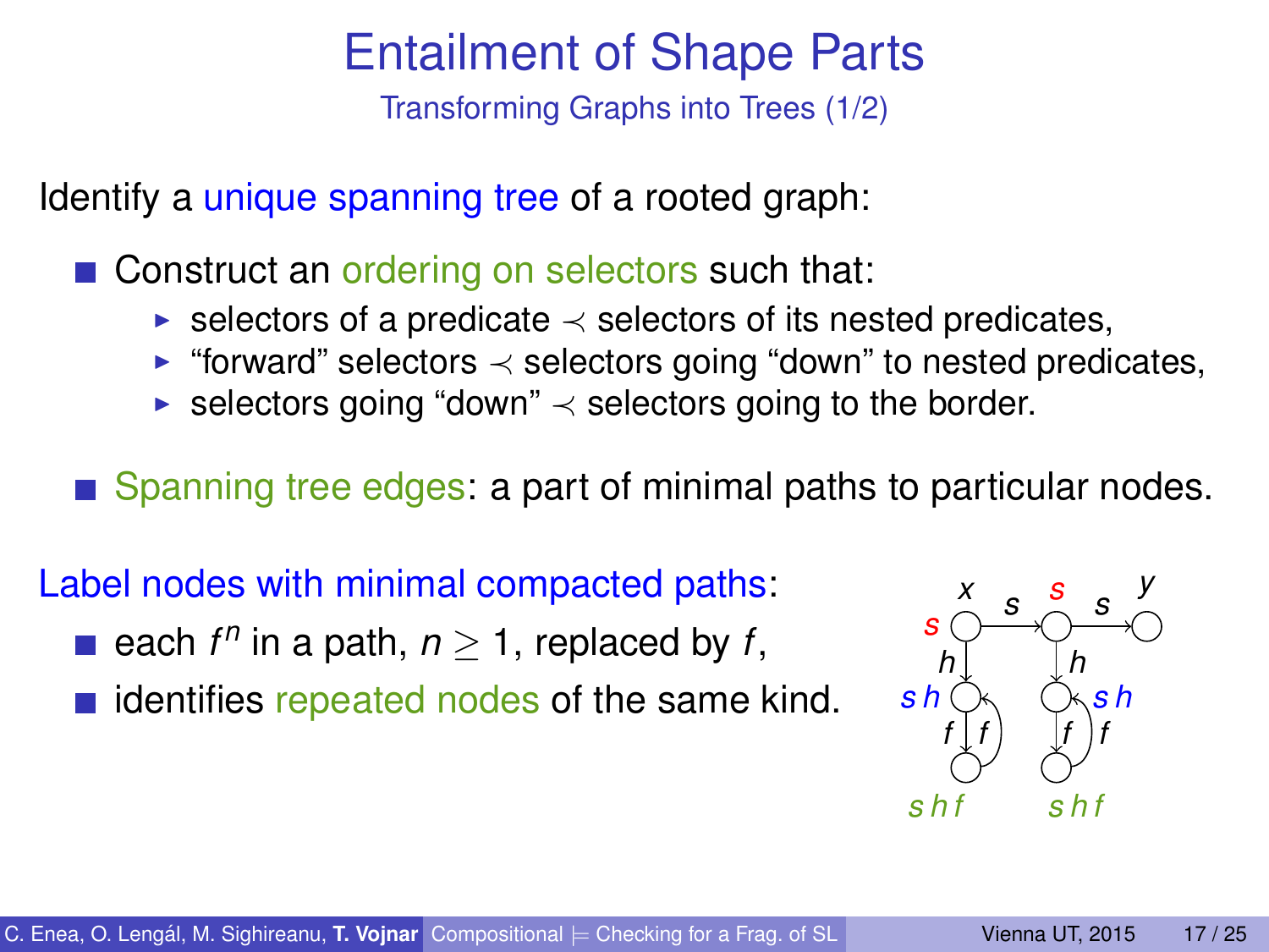# Entailment of Shape Parts

## Transforming Graphs into Trees (1/2)

Identify a unique spanning tree of a rooted graph:

- Construct an ordering on selectors such that:
  - selectors of a predicate $\prec$ selectors of its nested predicates,
  - "forward" selectors $\prec$ selectors going "down" to nested predicates,
  - selectors going "down" $\prec$ selectors going to the border.
- Spanning tree edges: a part of minimal paths to particular nodes.

Label nodes with minimal compacted paths:

- each $f^n$ in a path, $n \geq 1$, replaced by $f$,
- identifies repeated nodes of the same kind.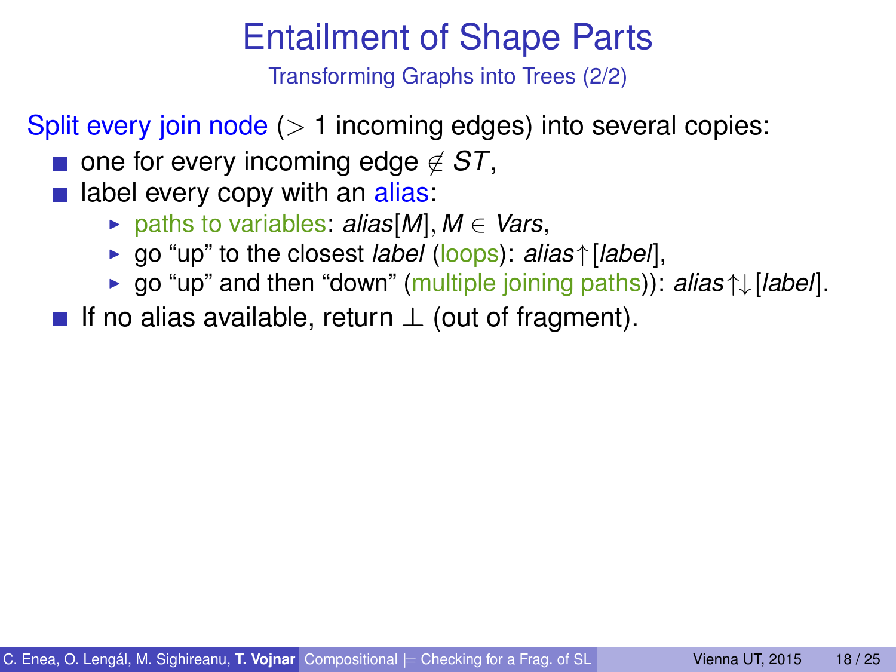# Entailment of Shape Parts

## Transforming Graphs into Trees (2/2)

Split every join node ($>$ 1 incoming edges) into several copies:

- one for every incoming edge $\notin ST$,
- label every copy with an alias:
  - paths to variables: $alias[M], M \in Vars$,
  - go "up" to the closest *label* (loops): $alias{\uparrow}[label]$,
  - go "up" and then "down" (multiple joining paths)): $alias{\uparrow\downarrow}[label]$.
- If no alias available, return $\perp$ (out of fragment).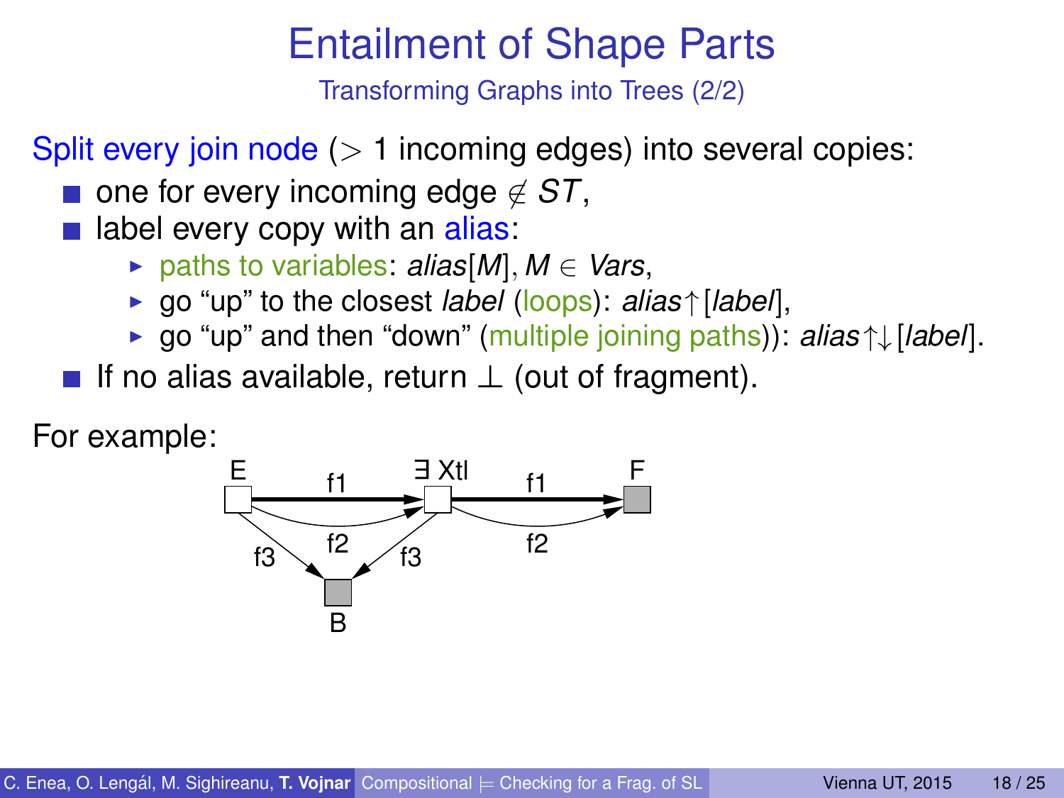# Entailment of Shape Parts

## Transforming Graphs into Trees (2/2)

Split every join node ($>$ 1 incoming edges) into several copies:

- one for every incoming edge $\notin ST$,
- label every copy with an alias:
  - paths to variables: $alias[M]$, $M \in Vars$,
  - go "up" to the closest *label* (loops): $alias{\uparrow}[label]$,
  - go "up" and then "down" (multiple joining paths)): $alias{\uparrow\downarrow}[label]$.
- If no alias available, return $\perp$ (out of fragment).

For example:

E, ∃ Xtl, F, B, f1, f2, f3, f1, f2, f3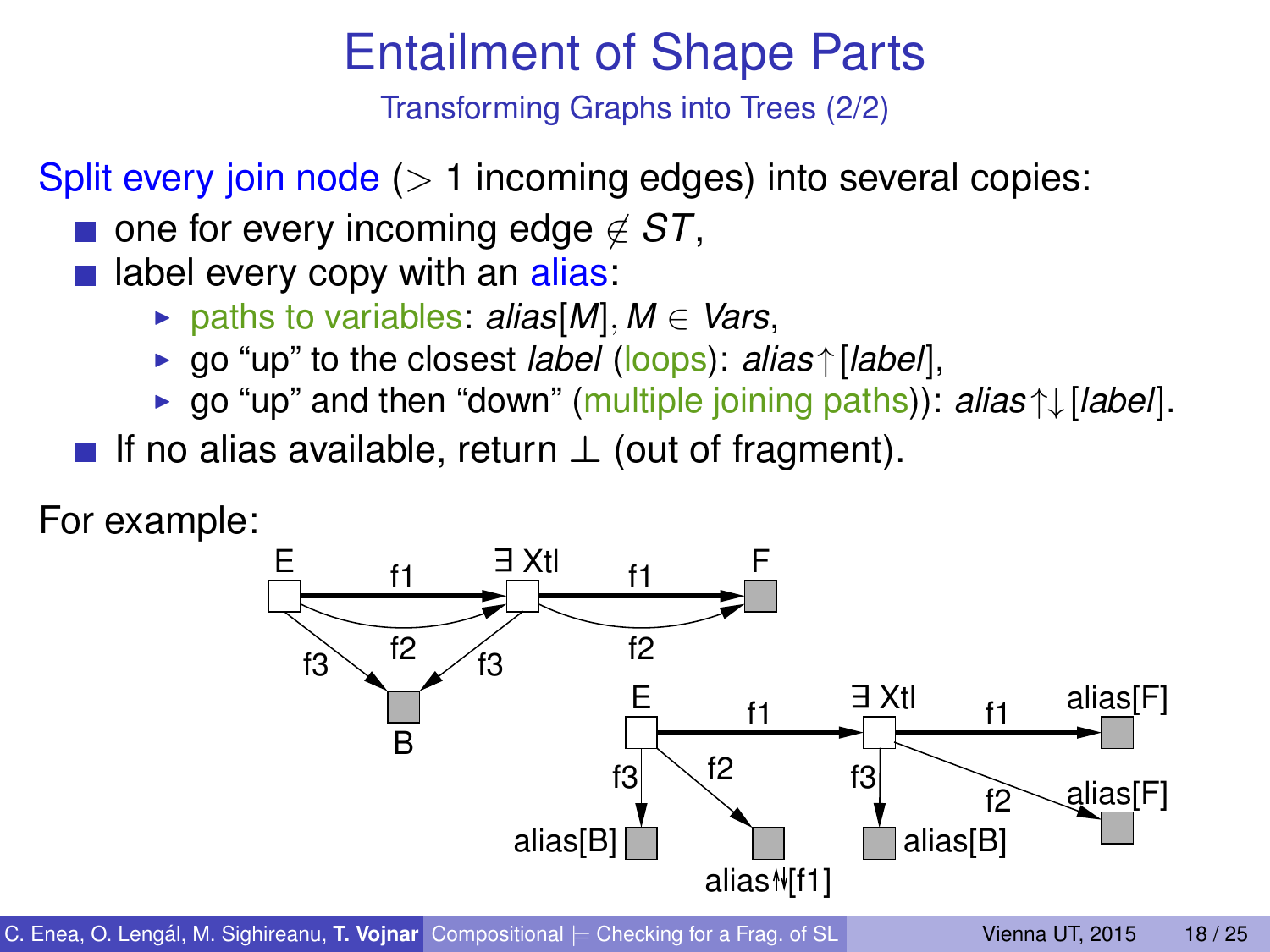# Entailment of Shape Parts

## Transforming Graphs into Trees (2/2)

Split every join node ($>$ 1 incoming edges) into several copies:

- one for every incoming edge $\notin ST$,
- label every copy with an alias:
  - paths to variables: $alias[M], M \in Vars$,
  - go "up" to the closest *label* (loops): $alias{\uparrow}[label]$,
  - go "up" and then "down" (multiple joining paths)): $alias{\uparrow\downarrow}[label]$.
- If no alias available, return $\perp$ (out of fragment).

For example: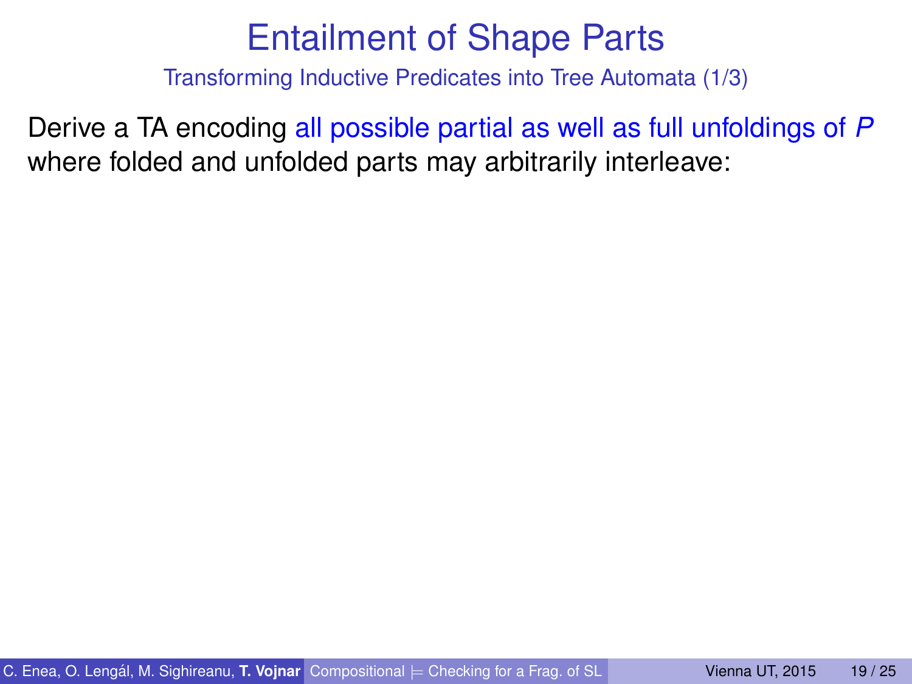# Entailment of Shape Parts

## Transforming Inductive Predicates into Tree Automata (1/3)

Derive a TA encoding all possible partial as well as full unfoldings of *P* where folded and unfolded parts may arbitrarily interleave: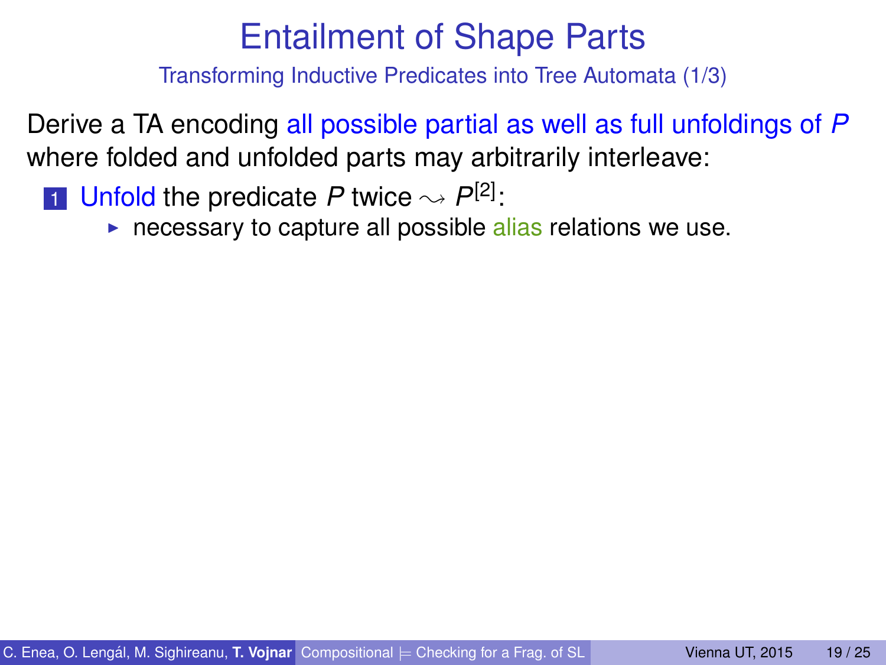# Entailment of Shape Parts

## Transforming Inductive Predicates into Tree Automata (1/3)

Derive a TA encoding all possible partial as well as full unfoldings of $P$ where folded and unfolded parts may arbitrarily interleave:

1. Unfold the predicate $P$ twice $\rightsquigarrow P^{[2]}$:
   - necessary to capture all possible alias relations we use.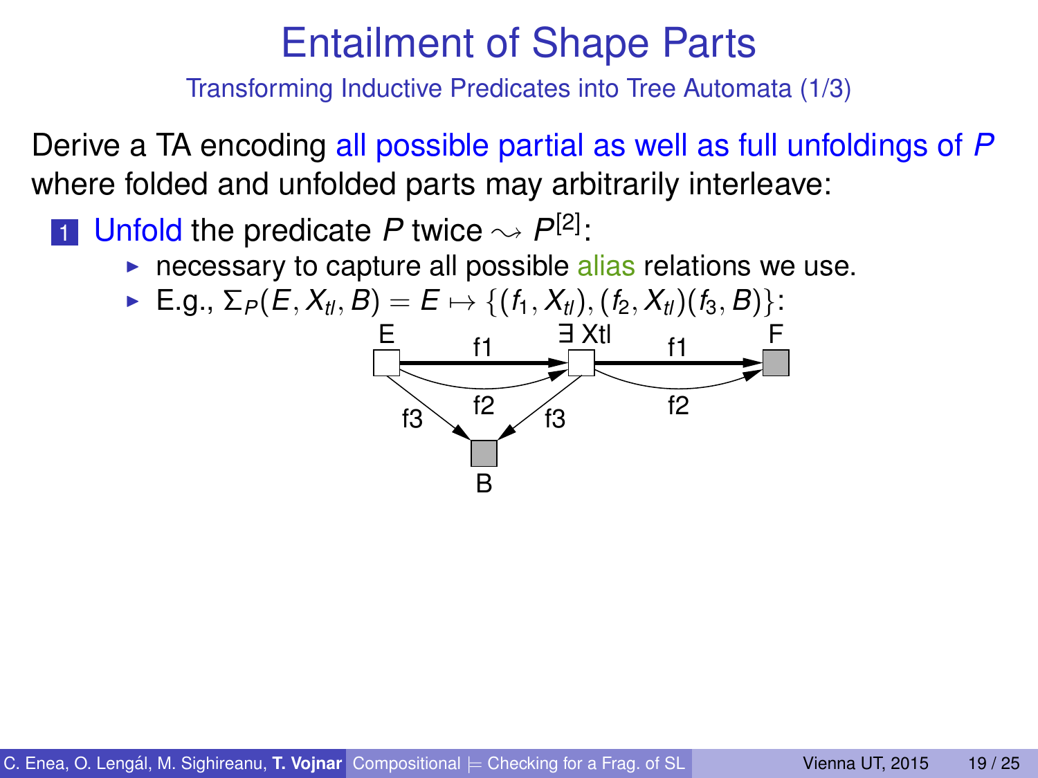# Entailment of Shape Parts

## Transforming Inductive Predicates into Tree Automata (1/3)

Derive a TA encoding all possible partial as well as full unfoldings of $P$ where folded and unfolded parts may arbitrarily interleave:

1. Unfold the predicate $P$ twice $\rightsquigarrow P^{[2]}$:
   - necessary to capture all possible alias relations we use.
   - E.g., $\Sigma_P(E, X_{tl}, B) = E \mapsto \{(f_1, X_{tl}), (f_2, X_{tl})(f_3, B)\}$: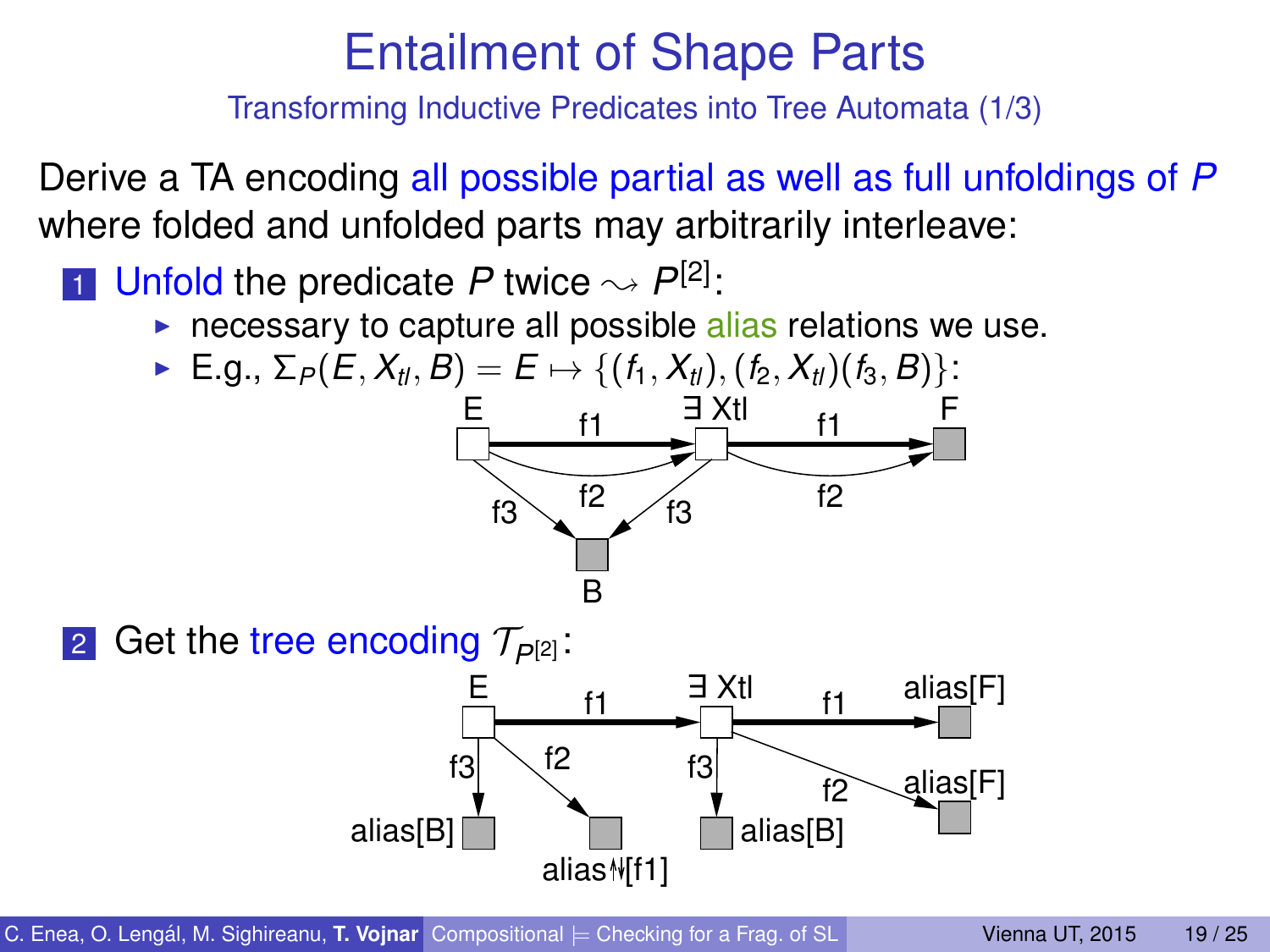# Entailment of Shape Parts

## Transforming Inductive Predicates into Tree Automata (1/3)

Derive a TA encoding all possible partial as well as full unfoldings of $P$ where folded and unfolded parts may arbitrarily interleave:

1. Unfold the predicate $P$ twice $\rightsquigarrow P^{[2]}$:
   - necessary to capture all possible alias relations we use.
   - E.g., $\Sigma_P(E, X_{tl}, B) = E \mapsto \{(f_1, X_{tl}), (f_2, X_{tl})(f_3, B)\}$:

2. Get the tree encoding $\mathcal{T}_{P^{[2]}}$: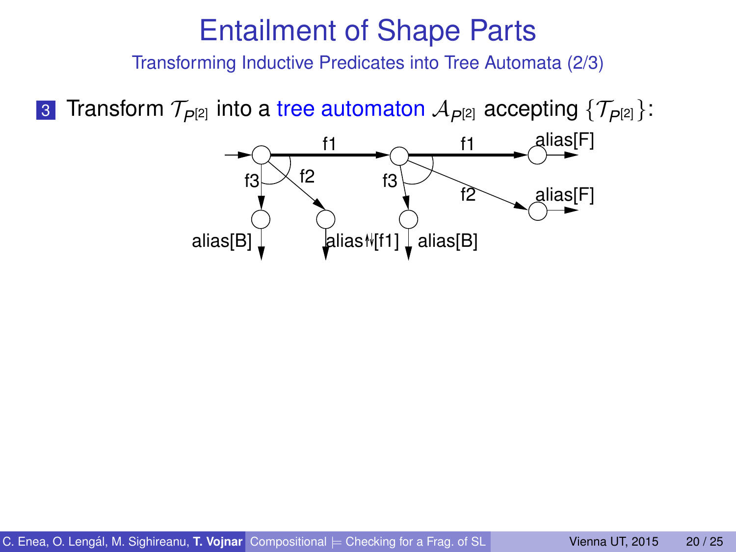# Entailment of Shape Parts

## Transforming Inductive Predicates into Tree Automata (2/3)

3. Transform $\mathcal{T}_{P[2]}$ into a tree automaton $\mathcal{A}_{P[2]}$ accepting $\{\mathcal{T}_{P[2]}\}$:

f1 f1 alias[F]

f3 f2 f3

f2 alias[F]

alias[B] alias↑↓[f1] alias[B]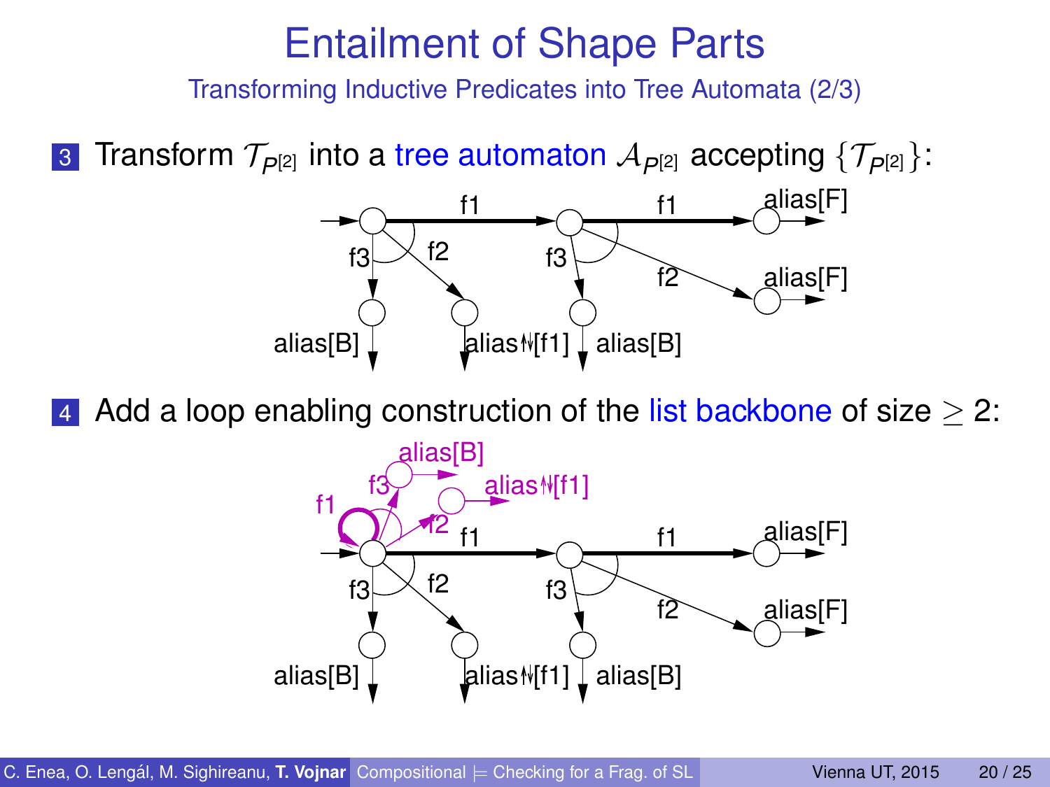# Entailment of Shape Parts

## Transforming Inductive Predicates into Tree Automata (2/3)

3. Transform $\mathcal{T}_{P[2]}$ into a tree automaton $\mathcal{A}_{P[2]}$ accepting $\{\mathcal{T}_{P[2]}\}$:

4. Add a loop enabling construction of the list backbone of size $\geq 2$: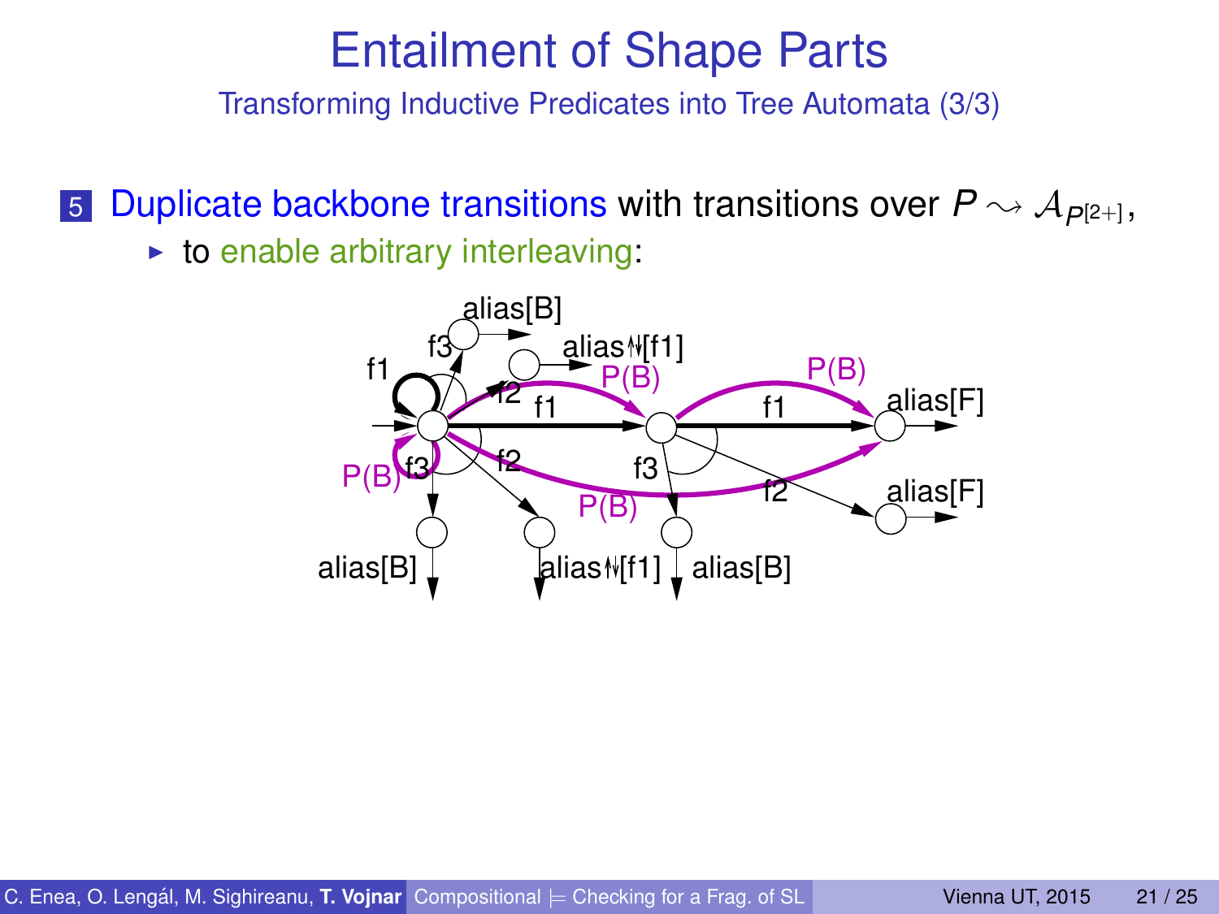# Entailment of Shape Parts

## Transforming Inductive Predicates into Tree Automata (3/3)

5. Duplicate backbone transitions with transitions over $P \rightsquigarrow \mathcal{A}_{P[2+]}$,
   - to enable arbitrary interleaving: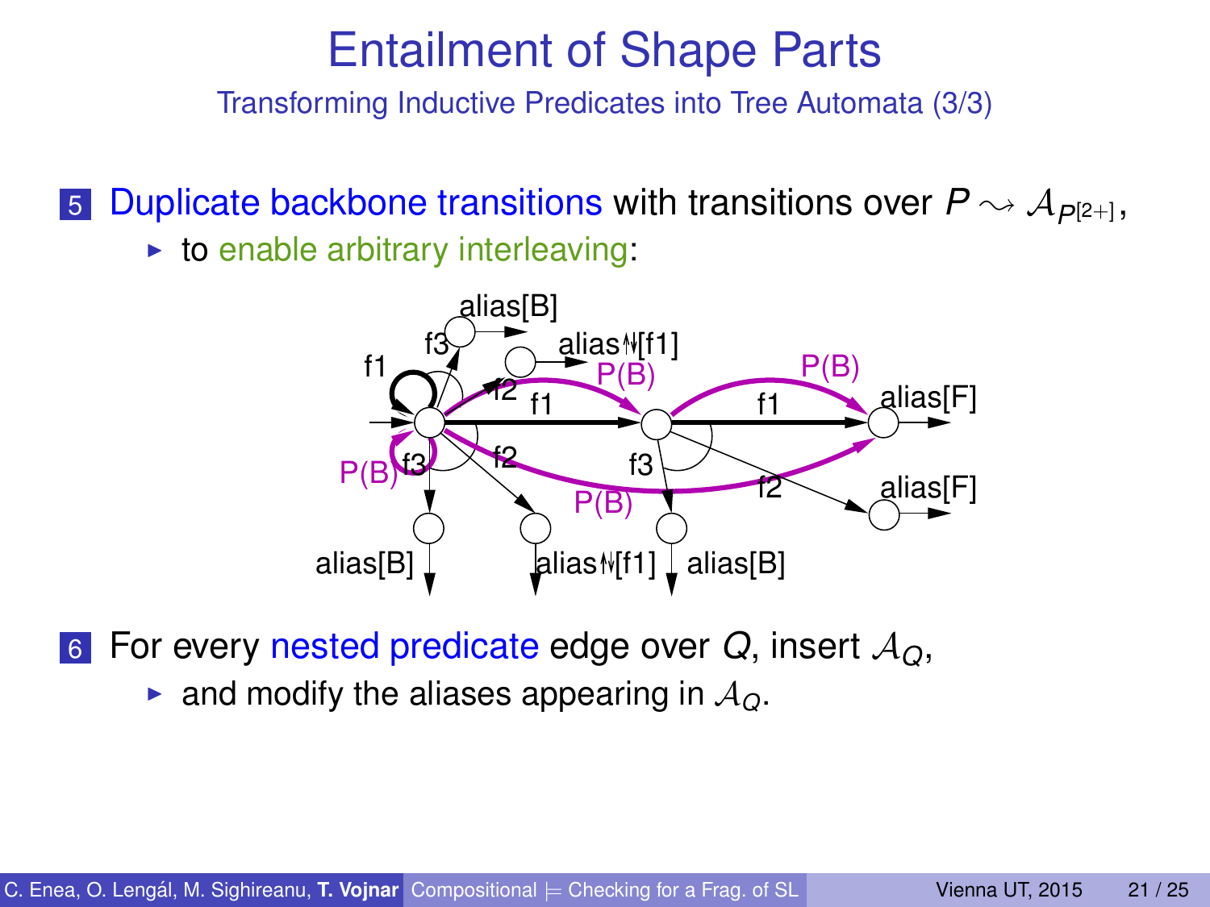# Entailment of Shape Parts

Transforming Inductive Predicates into Tree Automata (3/3)

5. Duplicate backbone transitions with transitions over $P \rightsquigarrow \mathcal{A}_{P^{[2+]}}$,
   - to enable arbitrary interleaving:

6. For every nested predicate edge over $Q$, insert $\mathcal{A}_Q$,
   - and modify the aliases appearing in $\mathcal{A}_Q$.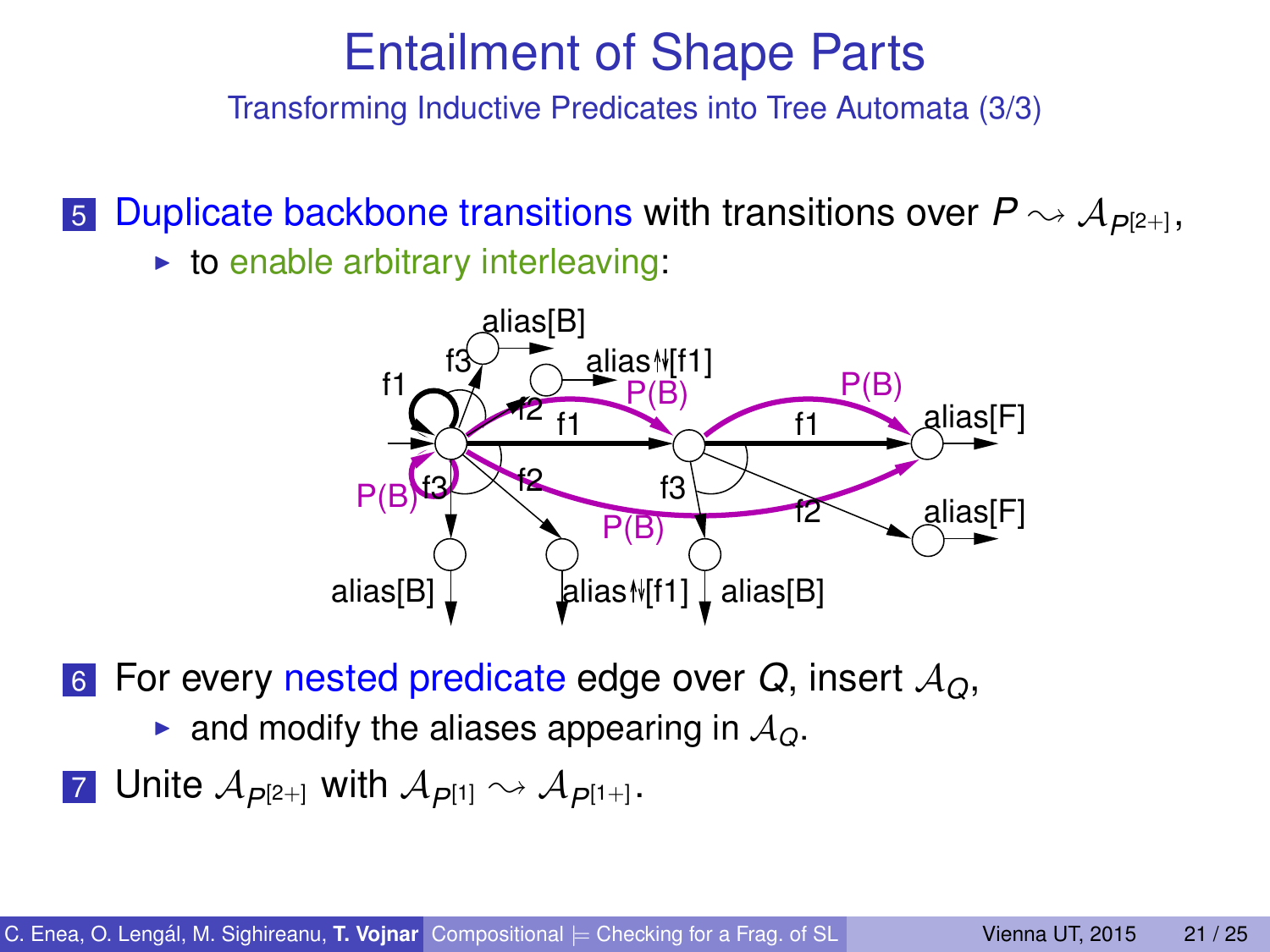# Entailment of Shape Parts

## Transforming Inductive Predicates into Tree Automata (3/3)

5. Duplicate backbone transitions with transitions over $P \rightsquigarrow \mathcal{A}_{P[2+]}$,
   - to enable arbitrary interleaving:

6. For every nested predicate edge over $Q$, insert $\mathcal{A}_Q$,
   - and modify the aliases appearing in $\mathcal{A}_Q$.

7. Unite $\mathcal{A}_{P[2+]}$ with $\mathcal{A}_{P[1]} \rightsquigarrow \mathcal{A}_{P[1+]}$.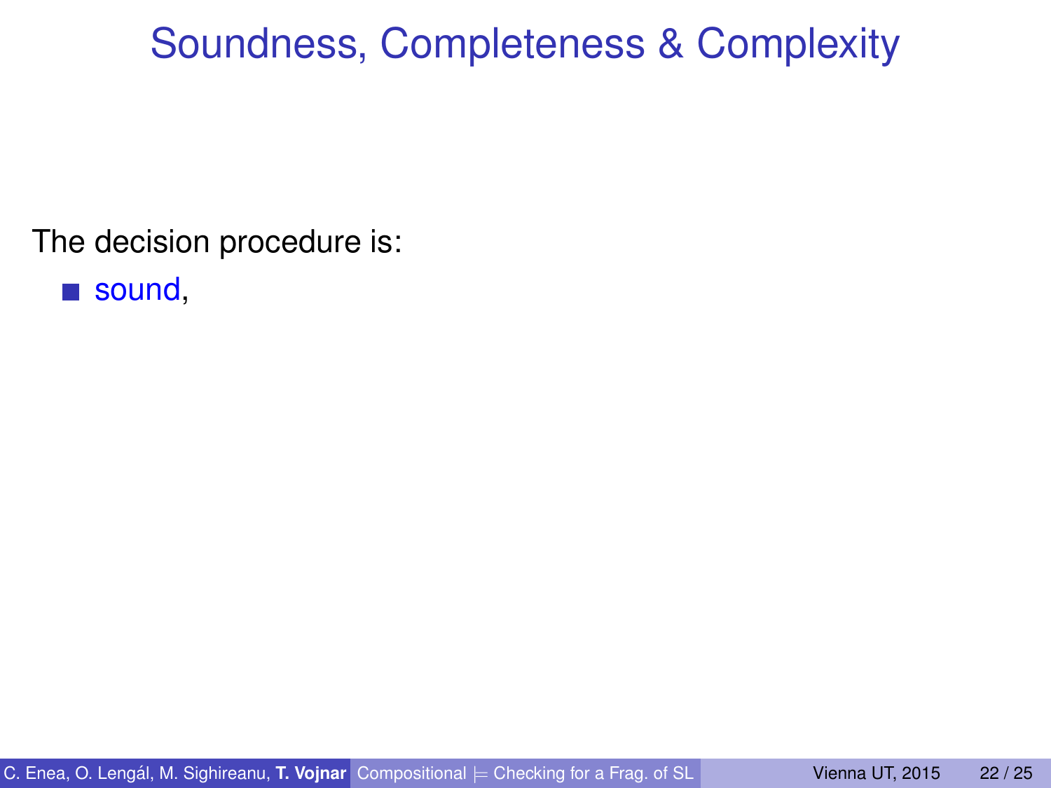# Soundness, Completeness & Complexity

The decision procedure is:

- sound,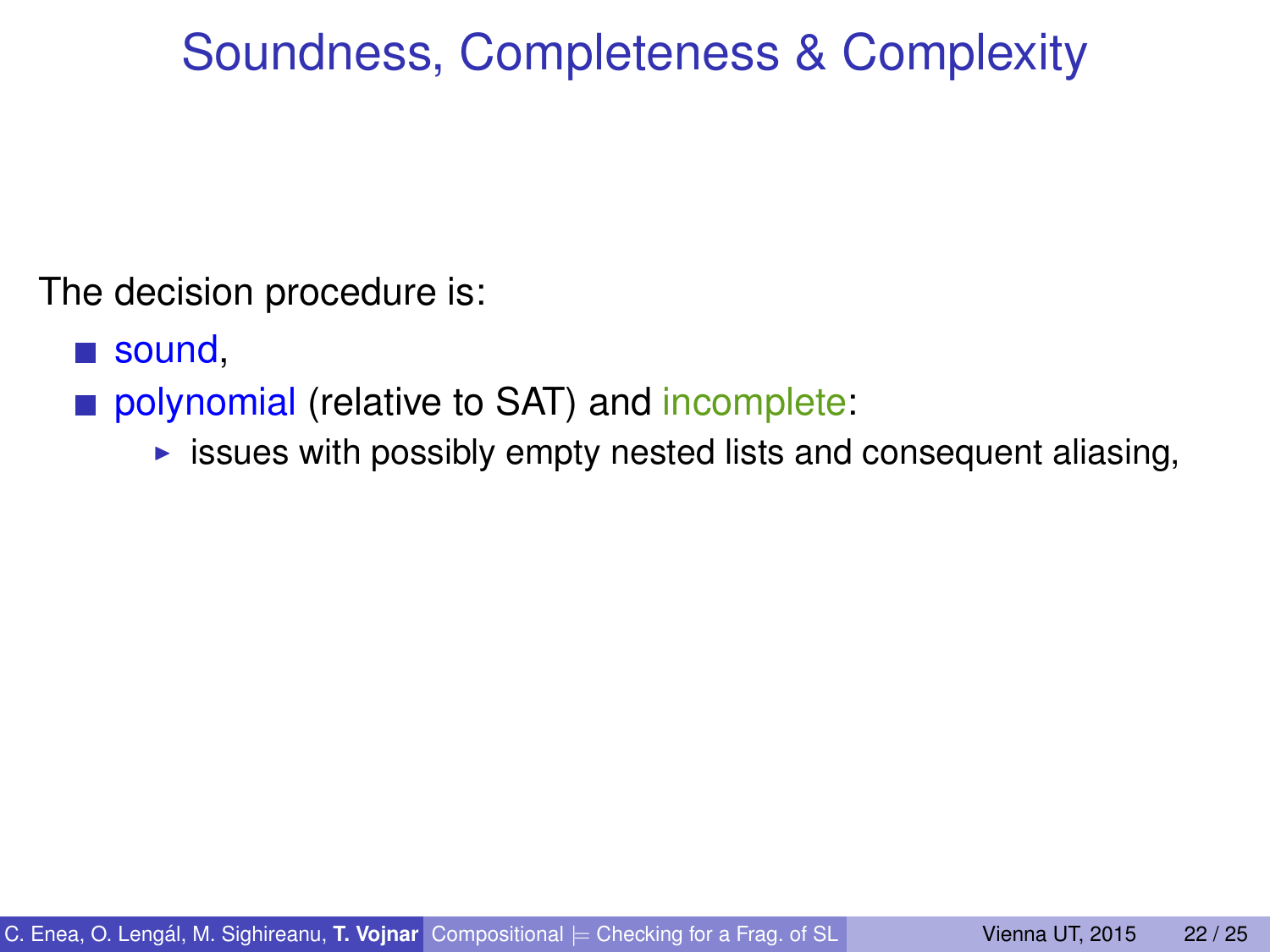# Soundness, Completeness & Complexity

The decision procedure is:

- sound,
- polynomial (relative to SAT) and incomplete:
  - issues with possibly empty nested lists and consequent aliasing,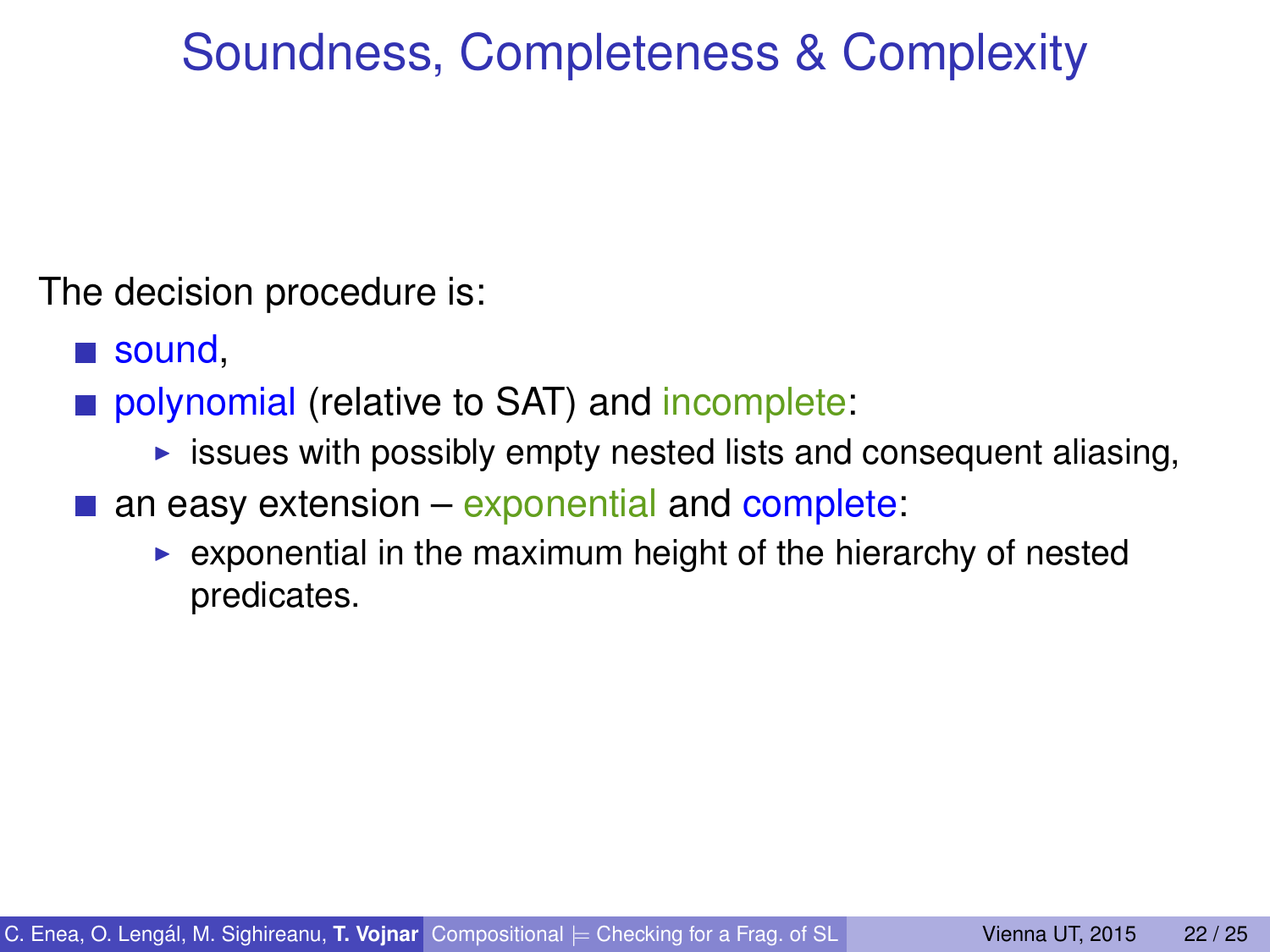# Soundness, Completeness & Complexity

The decision procedure is:

- sound,
- polynomial (relative to SAT) and incomplete:
  - issues with possibly empty nested lists and consequent aliasing,
- an easy extension – exponential and complete:
  - exponential in the maximum height of the hierarchy of nested predicates.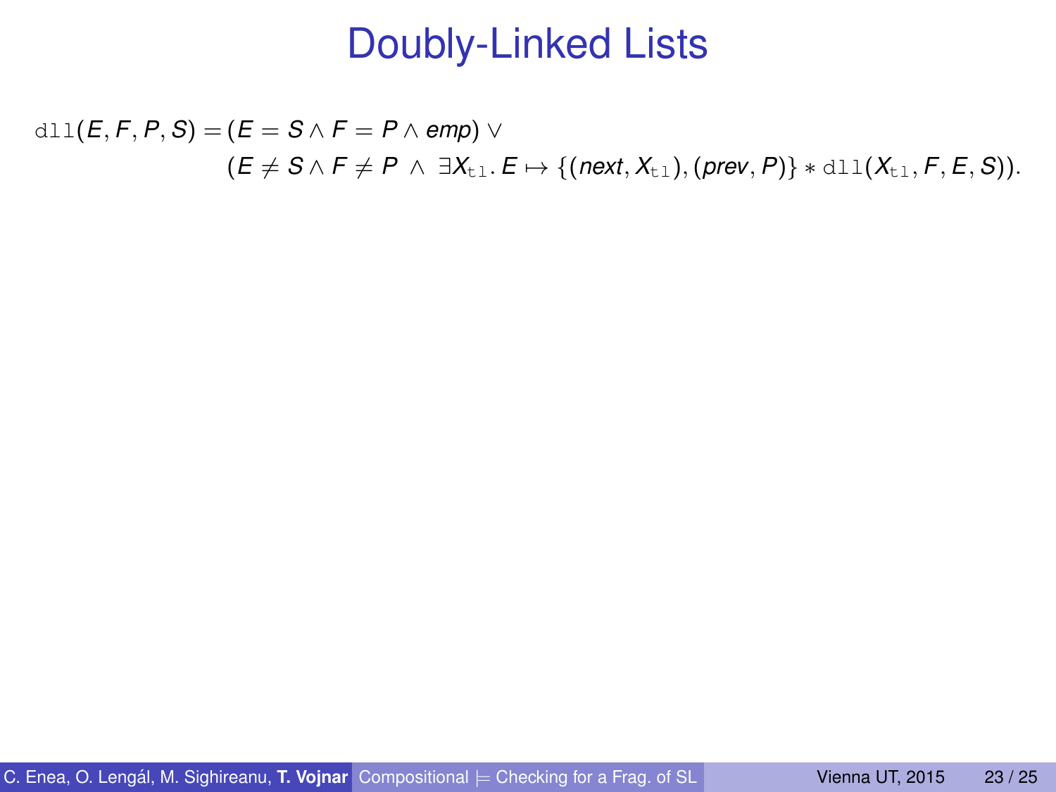# Doubly-Linked Lists

$$
\begin{aligned}
\texttt{dll}(E, F, P, S) = {} & (E = S \wedge F = P \wedge emp) \vee \\
& (E \neq S \wedge F \neq P \ \wedge \ \exists X_{\texttt{tl}}.\, E \mapsto \{(next, X_{\texttt{tl}}), (prev, P)\} * \texttt{dll}(X_{\texttt{tl}}, F, E, S)).
\end{aligned}
$$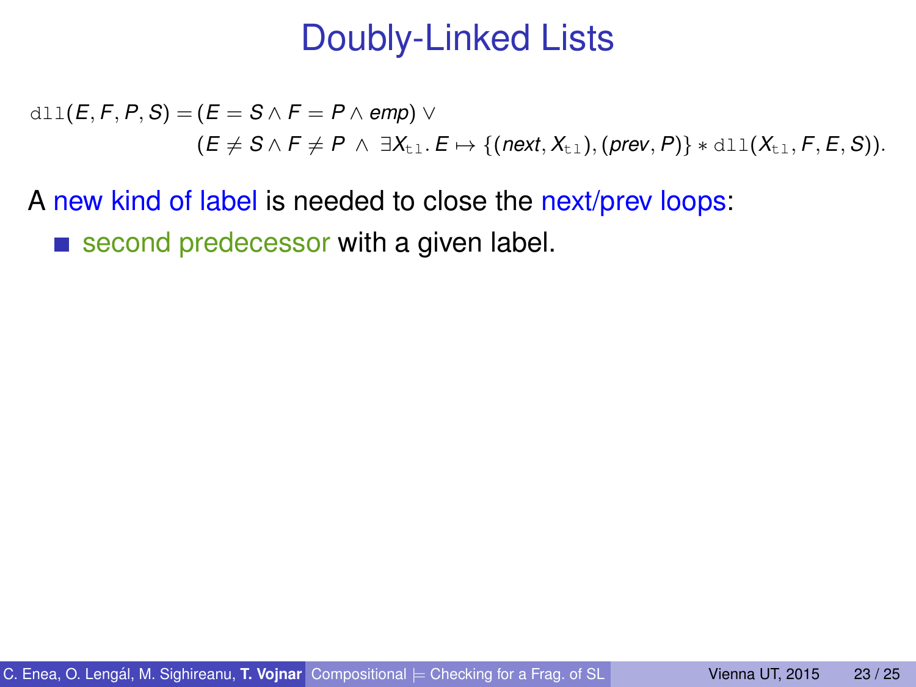# Doubly-Linked Lists

$$\texttt{dll}(E, F, P, S) = (E = S \wedge F = P \wedge emp) \vee \\ (E \neq S \wedge F \neq P \;\wedge\; \exists X_{\texttt{tl}}.\, E \mapsto \{(next, X_{\texttt{tl}}), (prev, P)\} * \texttt{dll}(X_{\texttt{tl}}, F, E, S)).$$

A new kind of label is needed to close the next/prev loops:

- second predecessor with a given label.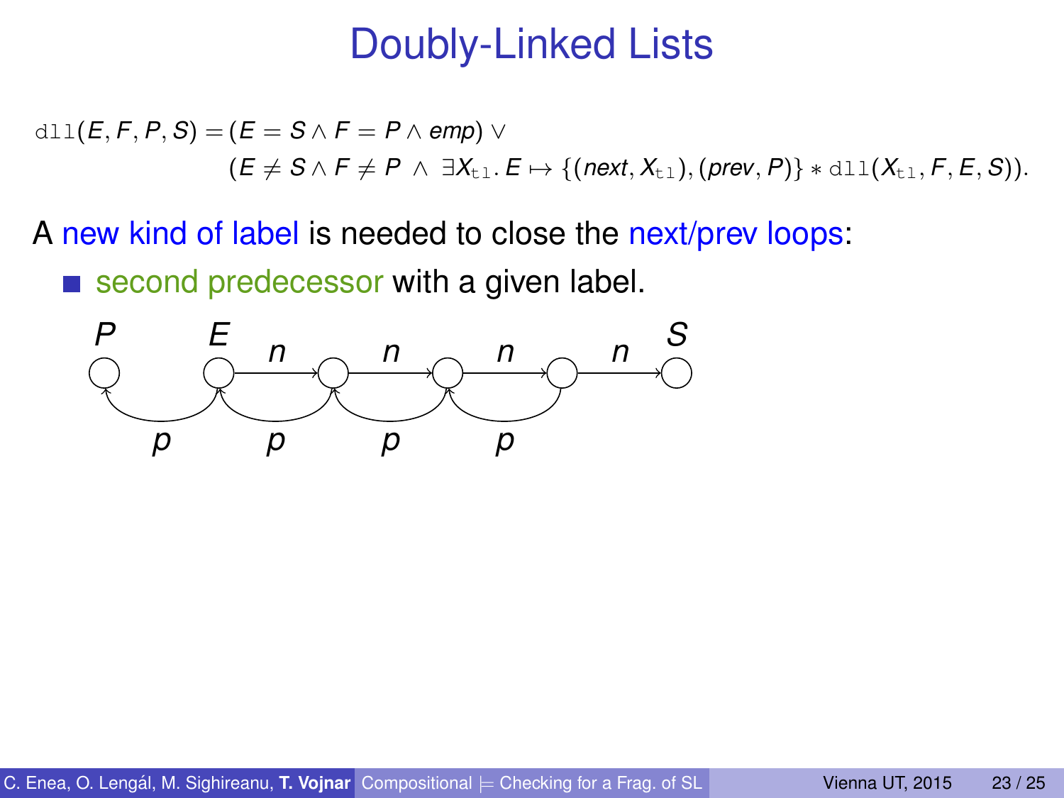# Doubly-Linked Lists

$$\texttt{dll}(E, F, P, S) = (E = S \wedge F = P \wedge emp) \vee$$
$$(E \neq S \wedge F \neq P \;\wedge\; \exists X_{\texttt{tl}}.\, E \mapsto \{(next, X_{\texttt{tl}}), (prev, P)\} * \texttt{dll}(X_{\texttt{tl}}, F, E, S)).$$

A new kind of label is needed to close the next/prev loops:

- second predecessor with a given label.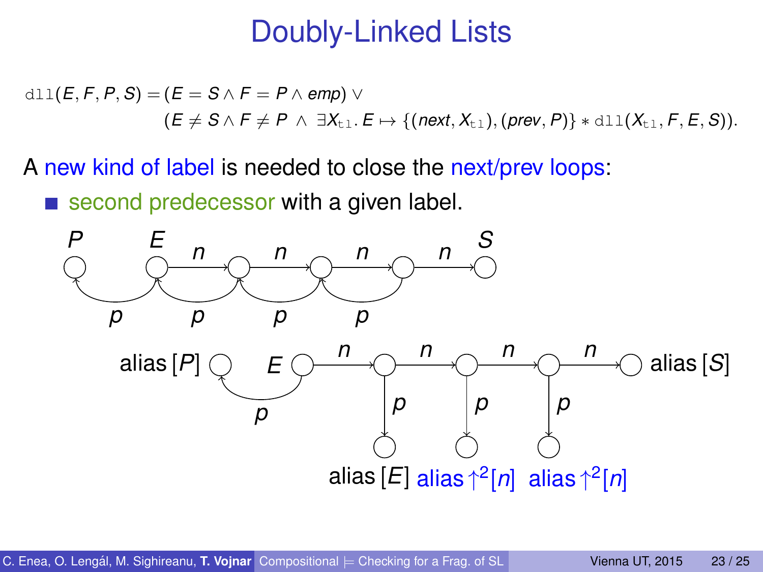# Doubly-Linked Lists

$$\texttt{dll}(E, F, P, S) = (E = S \wedge F = P \wedge emp) \vee$$
$$(E \neq S \wedge F \neq P \ \wedge \ \exists X_{\texttt{tl}}.\, E \mapsto \{(next, X_{\texttt{tl}}), (prev, P)\} * \texttt{dll}(X_{\texttt{tl}}, F, E, S)).$$

A new kind of label is needed to close the next/prev loops:

- second predecessor with a given label.

P E n n n n S

p p p p

alias [$P$] E n n n n alias [$S$]

p p p p

alias [$E$] alias $\uparrow^2[n]$ alias $\uparrow^2[n]$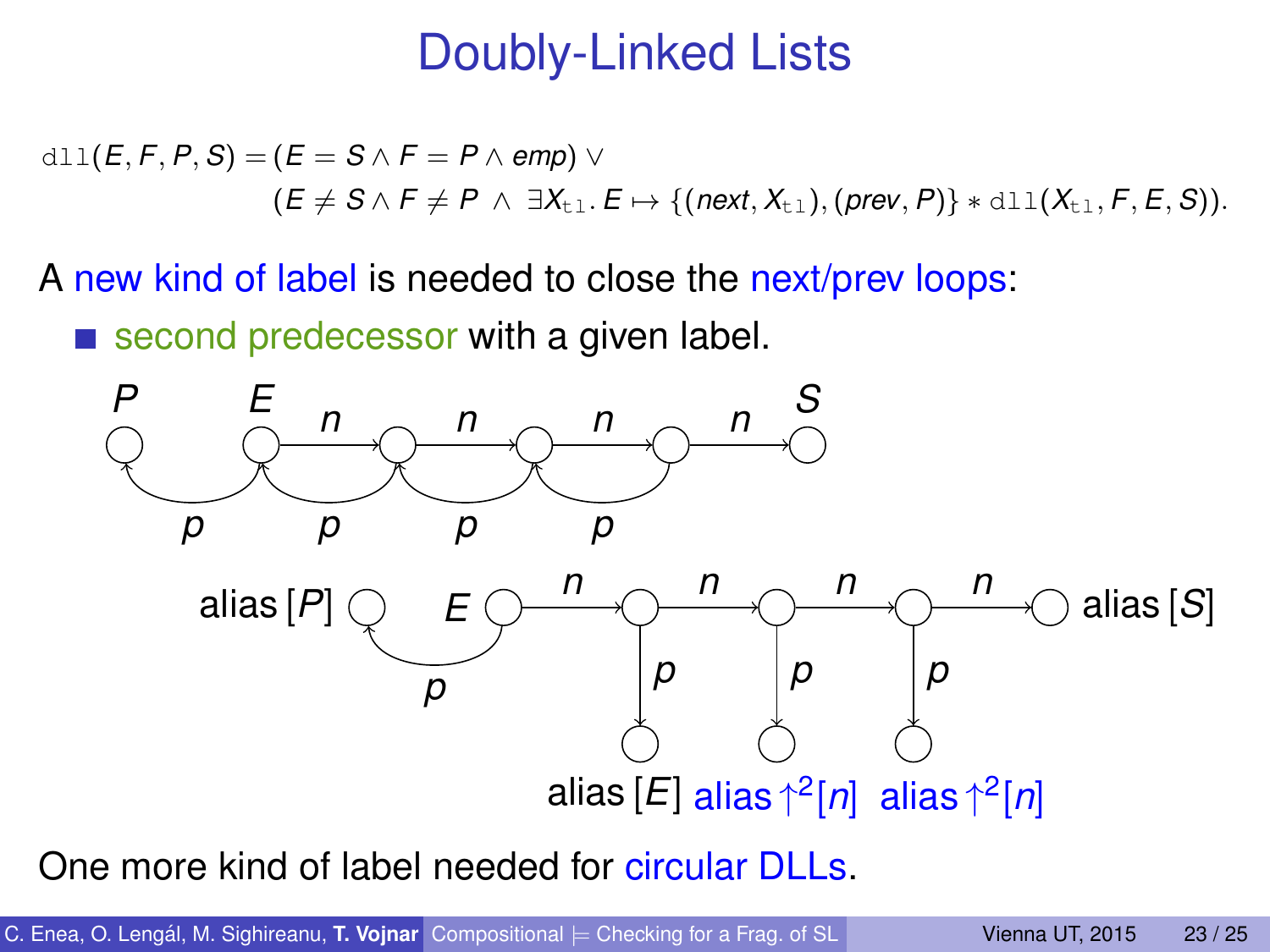# Doubly-Linked Lists

$$\texttt{dll}(E, F, P, S) = (E = S \wedge F = P \wedge emp) \vee$$
$$(E \neq S \wedge F \neq P \;\wedge\; \exists X_{\texttt{tl}}.\, E \mapsto \{(next, X_{\texttt{tl}}), (prev, P)\} * \texttt{dll}(X_{\texttt{tl}}, F, E, S)).$$

A new kind of label is needed to close the next/prev loops:

- second predecessor with a given label.

P E n n n n S

p p p p

alias [P] E n n n n alias [S]

p p p p

alias [E] alias $\uparrow^2[n]$ alias $\uparrow^2[n]$

One more kind of label needed for circular DLLs.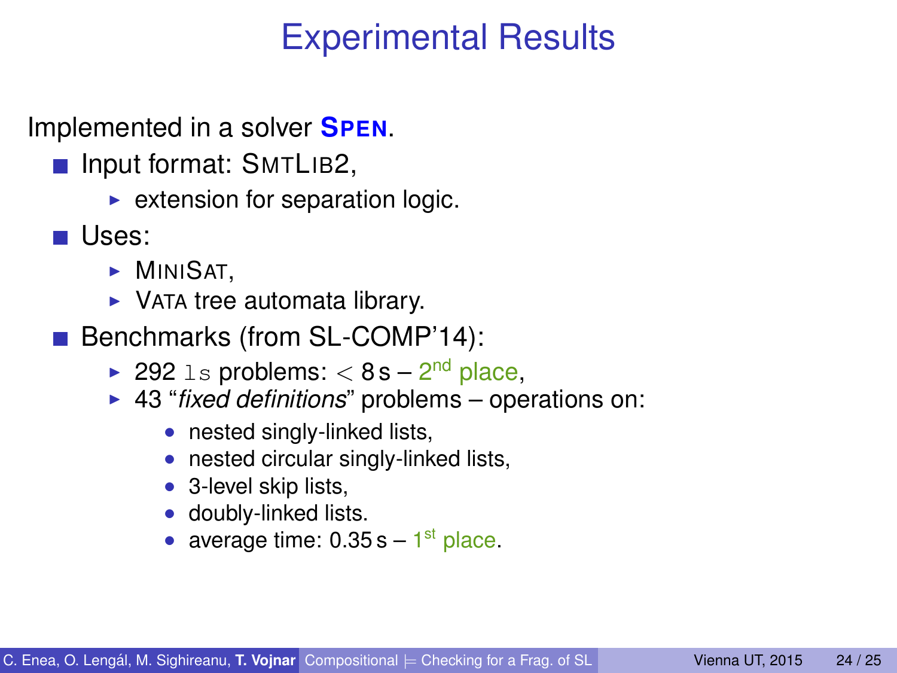# Experimental Results

Implemented in a solver **SPEN**.

- Input format: SMTLIB2,
  - extension for separation logic.
- Uses:
  - MINISAT,
  - VATA tree automata library.
- Benchmarks (from SL-COMP'14):
  - 292 `ls` problems: $< 8\,\mathrm{s}$ – 2nd place,
  - 43 "*fixed definitions*" problems – operations on:
    - nested singly-linked lists,
    - nested circular singly-linked lists,
    - 3-level skip lists,
    - doubly-linked lists.
    - average time: 0.35 s – 1st place.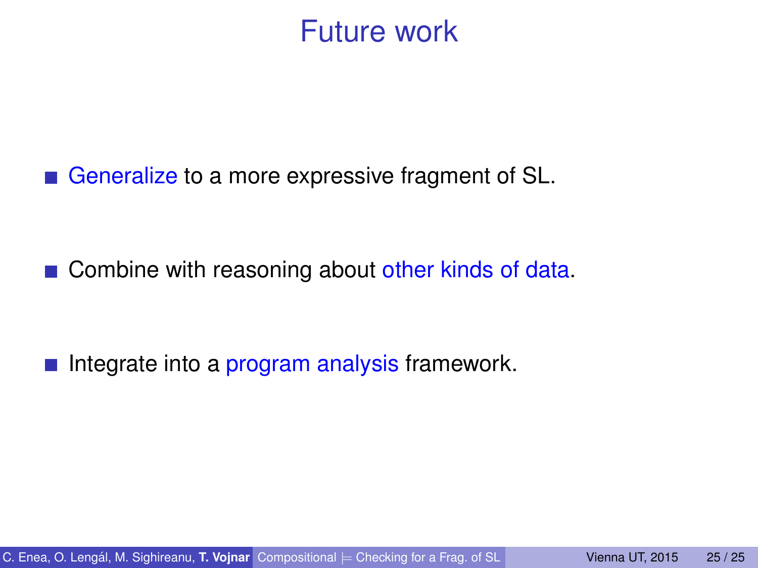# Future work

- Generalize to a more expressive fragment of SL.
- Combine with reasoning about other kinds of data.
- Integrate into a program analysis framework.